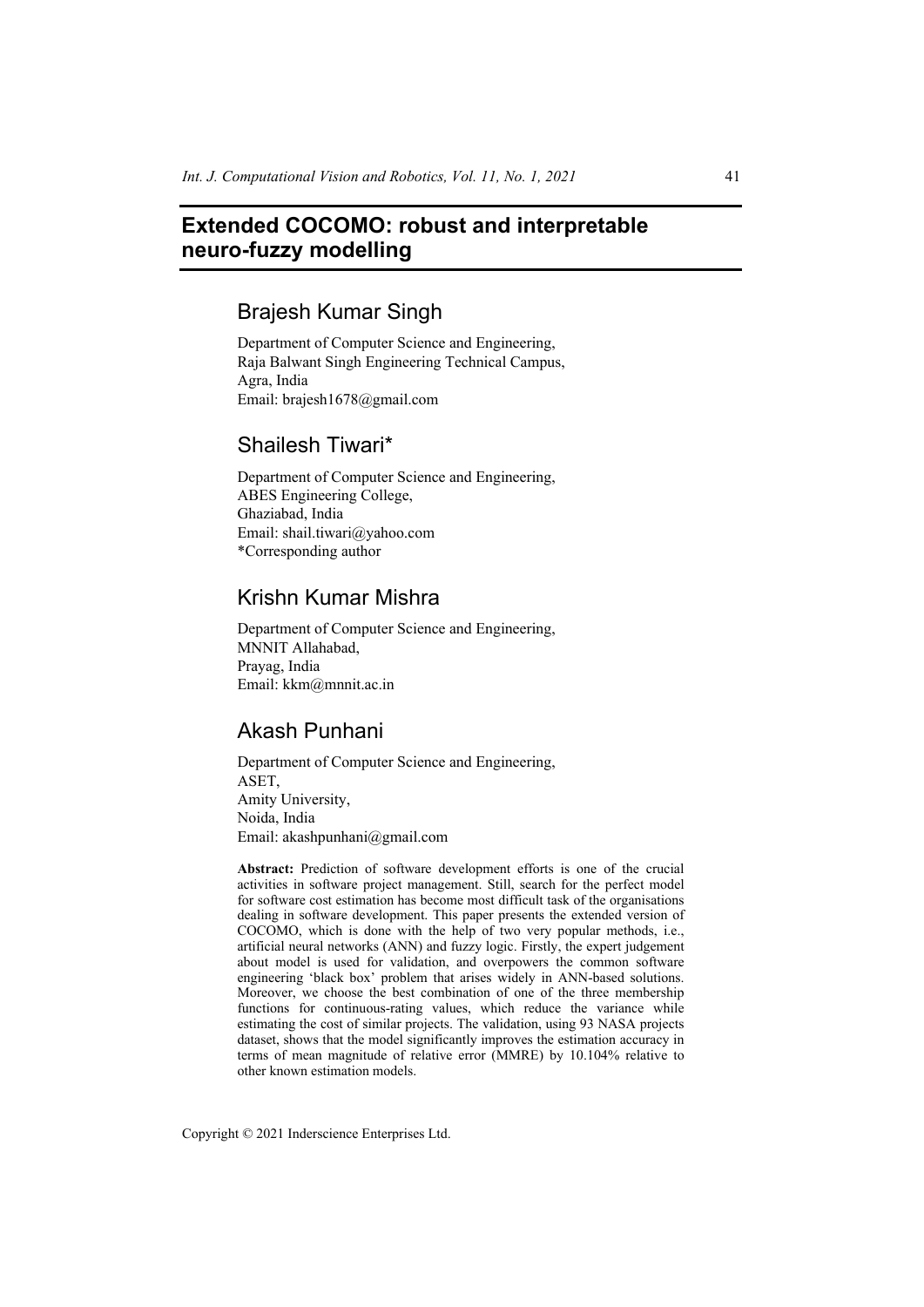# Extended COCOMO: robust and interpretable neuro-fuzzy modelling

## Brajesh Kumar Singh

Department of Computer Science and Engineering,
Raja Balwant Singh Engineering Technical Campus,
Agra, India
Email: brajesh1678@gmail.com

## Shailesh Tiwari*

Department of Computer Science and Engineering,
ABES Engineering College,
Ghaziabad, India
Email: shail.tiwari@yahoo.com
*Corresponding author

## Krishn Kumar Mishra

Department of Computer Science and Engineering,
MNNIT Allahabad,
Prayag, India
Email: kkm@mnnit.ac.in

## Akash Punhani

Department of Computer Science and Engineering,
ASET,
Amity University,
Noida, India
Email: akashpunhani@gmail.com

**Abstract:** Prediction of software development efforts is one of the crucial activities in software project management. Still, search for the perfect model for software cost estimation has become most difficult task of the organisations dealing in software development. This paper presents the extended version of COCOMO, which is done with the help of two very popular methods, i.e., artificial neural networks (ANN) and fuzzy logic. Firstly, the expert judgement about model is used for validation, and overpowers the common software engineering 'black box' problem that arises widely in ANN-based solutions. Moreover, we choose the best combination of one of the three membership functions for continuous-rating values, which reduce the variance while estimating the cost of similar projects. The validation, using 93 NASA projects dataset, shows that the model significantly improves the estimation accuracy in terms of mean magnitude of relative error (MMRE) by 10.104% relative to other known estimation models.

Copyright © 2021 Inderscience Enterprises Ltd.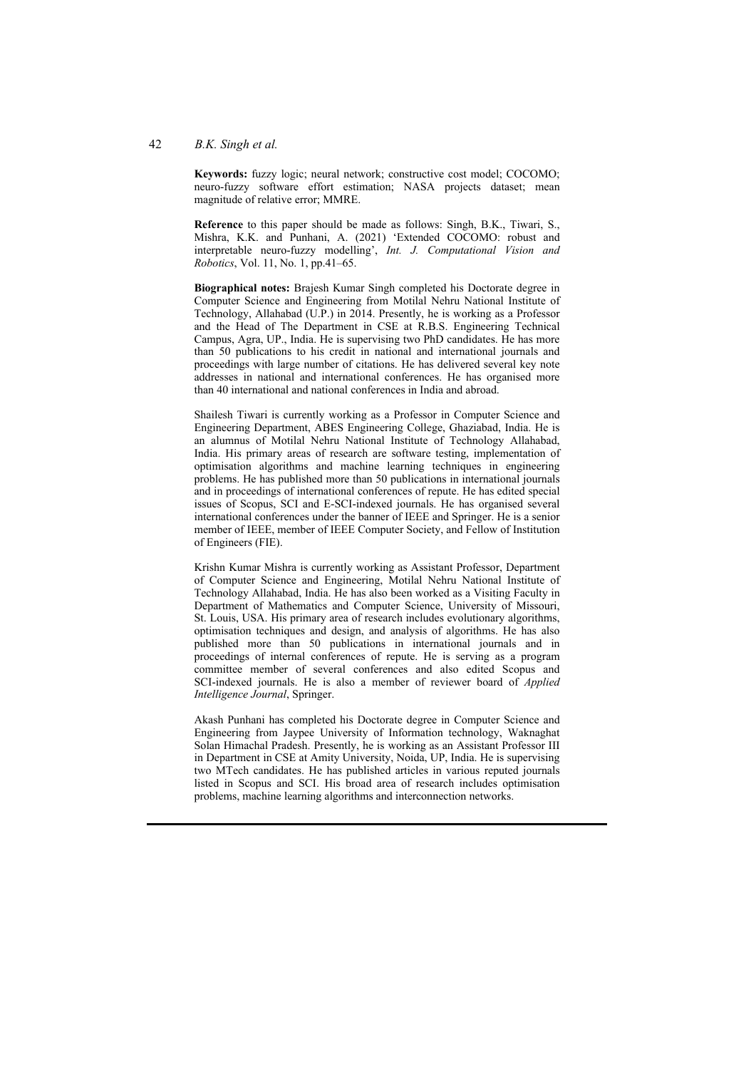**Keywords:** fuzzy logic; neural network; constructive cost model; COCOMO; neuro-fuzzy software effort estimation; NASA projects dataset; mean magnitude of relative error; MMRE.

**Reference** to this paper should be made as follows: Singh, B.K., Tiwari, S., Mishra, K.K. and Punhani, A. (2021) 'Extended COCOMO: robust and interpretable neuro-fuzzy modelling', *Int. J. Computational Vision and Robotics*, Vol. 11, No. 1, pp.41–65.

**Biographical notes:** Brajesh Kumar Singh completed his Doctorate degree in Computer Science and Engineering from Motilal Nehru National Institute of Technology, Allahabad (U.P.) in 2014. Presently, he is working as a Professor and the Head of The Department in CSE at R.B.S. Engineering Technical Campus, Agra, UP., India. He is supervising two PhD candidates. He has more than 50 publications to his credit in national and international journals and proceedings with large number of citations. He has delivered several key note addresses in national and international conferences. He has organised more than 40 international and national conferences in India and abroad.

Shailesh Tiwari is currently working as a Professor in Computer Science and Engineering Department, ABES Engineering College, Ghaziabad, India. He is an alumnus of Motilal Nehru National Institute of Technology Allahabad, India. His primary areas of research are software testing, implementation of optimisation algorithms and machine learning techniques in engineering problems. He has published more than 50 publications in international journals and in proceedings of international conferences of repute. He has edited special issues of Scopus, SCI and E-SCI-indexed journals. He has organised several international conferences under the banner of IEEE and Springer. He is a senior member of IEEE, member of IEEE Computer Society, and Fellow of Institution of Engineers (FIE).

Krishn Kumar Mishra is currently working as Assistant Professor, Department of Computer Science and Engineering, Motilal Nehru National Institute of Technology Allahabad, India. He has also been worked as a Visiting Faculty in Department of Mathematics and Computer Science, University of Missouri, St. Louis, USA. His primary area of research includes evolutionary algorithms, optimisation techniques and design, and analysis of algorithms. He has also published more than 50 publications in international journals and in proceedings of internal conferences of repute. He is serving as a program committee member of several conferences and also edited Scopus and SCI-indexed journals. He is also a member of reviewer board of *Applied Intelligence Journal*, Springer.

Akash Punhani has completed his Doctorate degree in Computer Science and Engineering from Jaypee University of Information technology, Waknaghat Solan Himachal Pradesh. Presently, he is working as an Assistant Professor III in Department in CSE at Amity University, Noida, UP, India. He is supervising two MTech candidates. He has published articles in various reputed journals listed in Scopus and SCI. His broad area of research includes optimisation problems, machine learning algorithms and interconnection networks.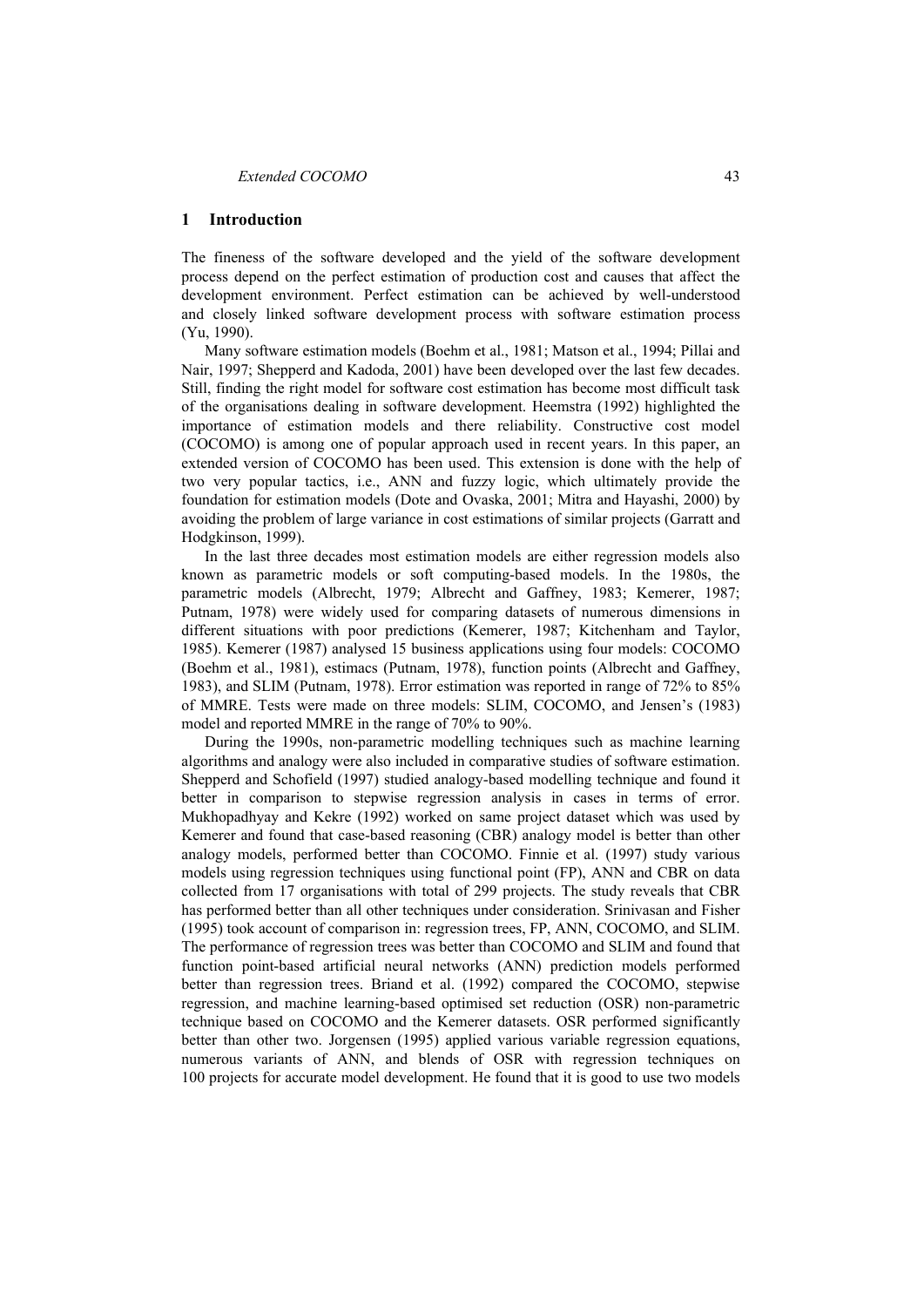## 1 Introduction

The fineness of the software developed and the yield of the software development process depend on the perfect estimation of production cost and causes that affect the development environment. Perfect estimation can be achieved by well-understood and closely linked software development process with software estimation process (Yu, 1990).

Many software estimation models (Boehm et al., 1981; Matson et al., 1994; Pillai and Nair, 1997; Shepperd and Kadoda, 2001) have been developed over the last few decades. Still, finding the right model for software cost estimation has become most difficult task of the organisations dealing in software development. Heemstra (1992) highlighted the importance of estimation models and there reliability. Constructive cost model (COCOMO) is among one of popular approach used in recent years. In this paper, an extended version of COCOMO has been used. This extension is done with the help of two very popular tactics, i.e., ANN and fuzzy logic, which ultimately provide the foundation for estimation models (Dote and Ovaska, 2001; Mitra and Hayashi, 2000) by avoiding the problem of large variance in cost estimations of similar projects (Garratt and Hodgkinson, 1999).

In the last three decades most estimation models are either regression models also known as parametric models or soft computing-based models. In the 1980s, the parametric models (Albrecht, 1979; Albrecht and Gaffney, 1983; Kemerer, 1987; Putnam, 1978) were widely used for comparing datasets of numerous dimensions in different situations with poor predictions (Kemerer, 1987; Kitchenham and Taylor, 1985). Kemerer (1987) analysed 15 business applications using four models: COCOMO (Boehm et al., 1981), estimacs (Putnam, 1978), function points (Albrecht and Gaffney, 1983), and SLIM (Putnam, 1978). Error estimation was reported in range of 72% to 85% of MMRE. Tests were made on three models: SLIM, COCOMO, and Jensen's (1983) model and reported MMRE in the range of 70% to 90%.

During the 1990s, non-parametric modelling techniques such as machine learning algorithms and analogy were also included in comparative studies of software estimation. Shepperd and Schofield (1997) studied analogy-based modelling technique and found it better in comparison to stepwise regression analysis in cases in terms of error. Mukhopadhyay and Kekre (1992) worked on same project dataset which was used by Kemerer and found that case-based reasoning (CBR) analogy model is better than other analogy models, performed better than COCOMO. Finnie et al. (1997) study various models using regression techniques using functional point (FP), ANN and CBR on data collected from 17 organisations with total of 299 projects. The study reveals that CBR has performed better than all other techniques under consideration. Srinivasan and Fisher (1995) took account of comparison in: regression trees, FP, ANN, COCOMO, and SLIM. The performance of regression trees was better than COCOMO and SLIM and found that function point-based artificial neural networks (ANN) prediction models performed better than regression trees. Briand et al. (1992) compared the COCOMO, stepwise regression, and machine learning-based optimised set reduction (OSR) non-parametric technique based on COCOMO and the Kemerer datasets. OSR performed significantly better than other two. Jorgensen (1995) applied various variable regression equations, numerous variants of ANN, and blends of OSR with regression techniques on 100 projects for accurate model development. He found that it is good to use two models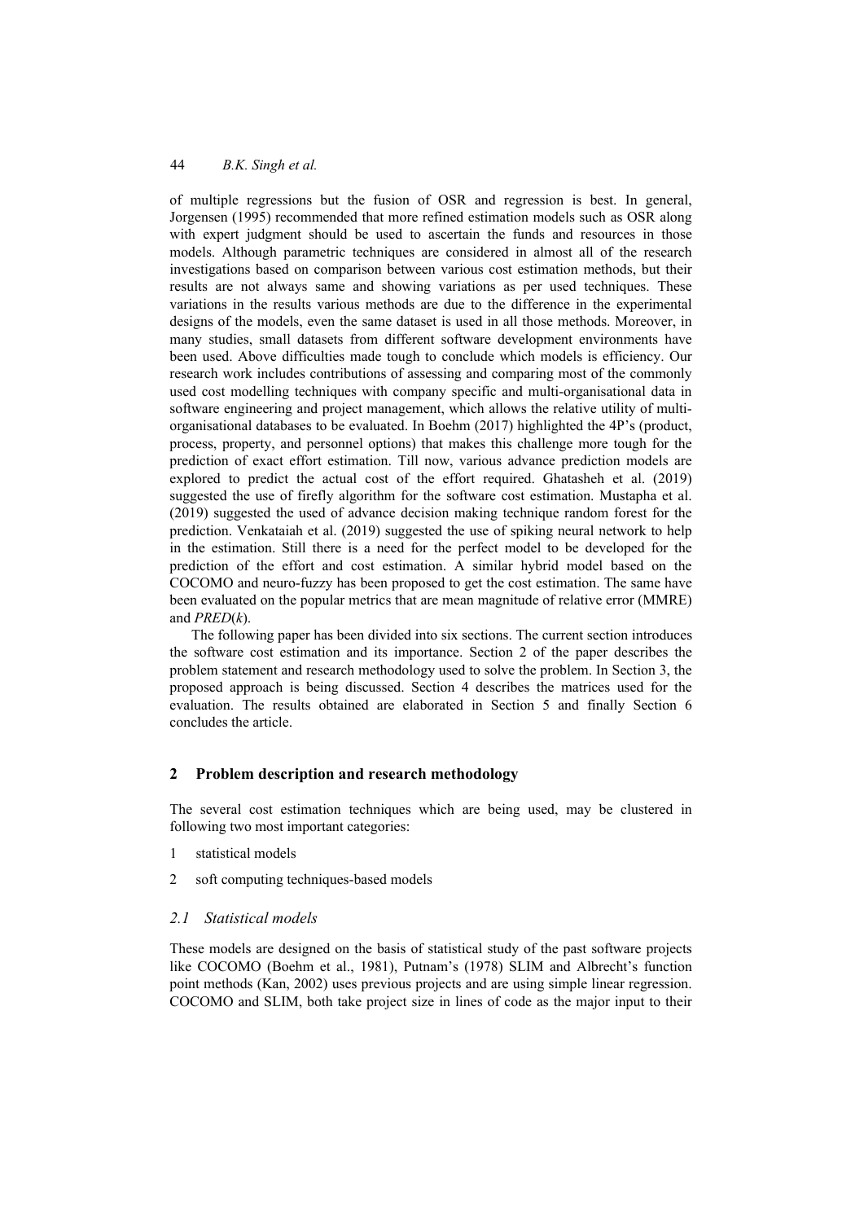of multiple regressions but the fusion of OSR and regression is best. In general, Jorgensen (1995) recommended that more refined estimation models such as OSR along with expert judgment should be used to ascertain the funds and resources in those models. Although parametric techniques are considered in almost all of the research investigations based on comparison between various cost estimation methods, but their results are not always same and showing variations as per used techniques. These variations in the results various methods are due to the difference in the experimental designs of the models, even the same dataset is used in all those methods. Moreover, in many studies, small datasets from different software development environments have been used. Above difficulties made tough to conclude which models is efficiency. Our research work includes contributions of assessing and comparing most of the commonly used cost modelling techniques with company specific and multi-organisational data in software engineering and project management, which allows the relative utility of multi-organisational databases to be evaluated. In Boehm (2017) highlighted the 4P's (product, process, property, and personnel options) that makes this challenge more tough for the prediction of exact effort estimation. Till now, various advance prediction models are explored to predict the actual cost of the effort required. Ghatasheh et al. (2019) suggested the use of firefly algorithm for the software cost estimation. Mustapha et al. (2019) suggested the used of advance decision making technique random forest for the prediction. Venkataiah et al. (2019) suggested the use of spiking neural network to help in the estimation. Still there is a need for the perfect model to be developed for the prediction of the effort and cost estimation. A similar hybrid model based on the COCOMO and neuro-fuzzy has been proposed to get the cost estimation. The same have been evaluated on the popular metrics that are mean magnitude of relative error (MMRE) and *PRED*(*k*).

The following paper has been divided into six sections. The current section introduces the software cost estimation and its importance. Section 2 of the paper describes the problem statement and research methodology used to solve the problem. In Section 3, the proposed approach is being discussed. Section 4 describes the matrices used for the evaluation. The results obtained are elaborated in Section 5 and finally Section 6 concludes the article.

## 2 Problem description and research methodology

The several cost estimation techniques which are being used, may be clustered in following two most important categories:

1. statistical models
2. soft computing techniques-based models

### *2.1 Statistical models*

These models are designed on the basis of statistical study of the past software projects like COCOMO (Boehm et al., 1981), Putnam's (1978) SLIM and Albrecht's function point methods (Kan, 2002) uses previous projects and are using simple linear regression. COCOMO and SLIM, both take project size in lines of code as the major input to their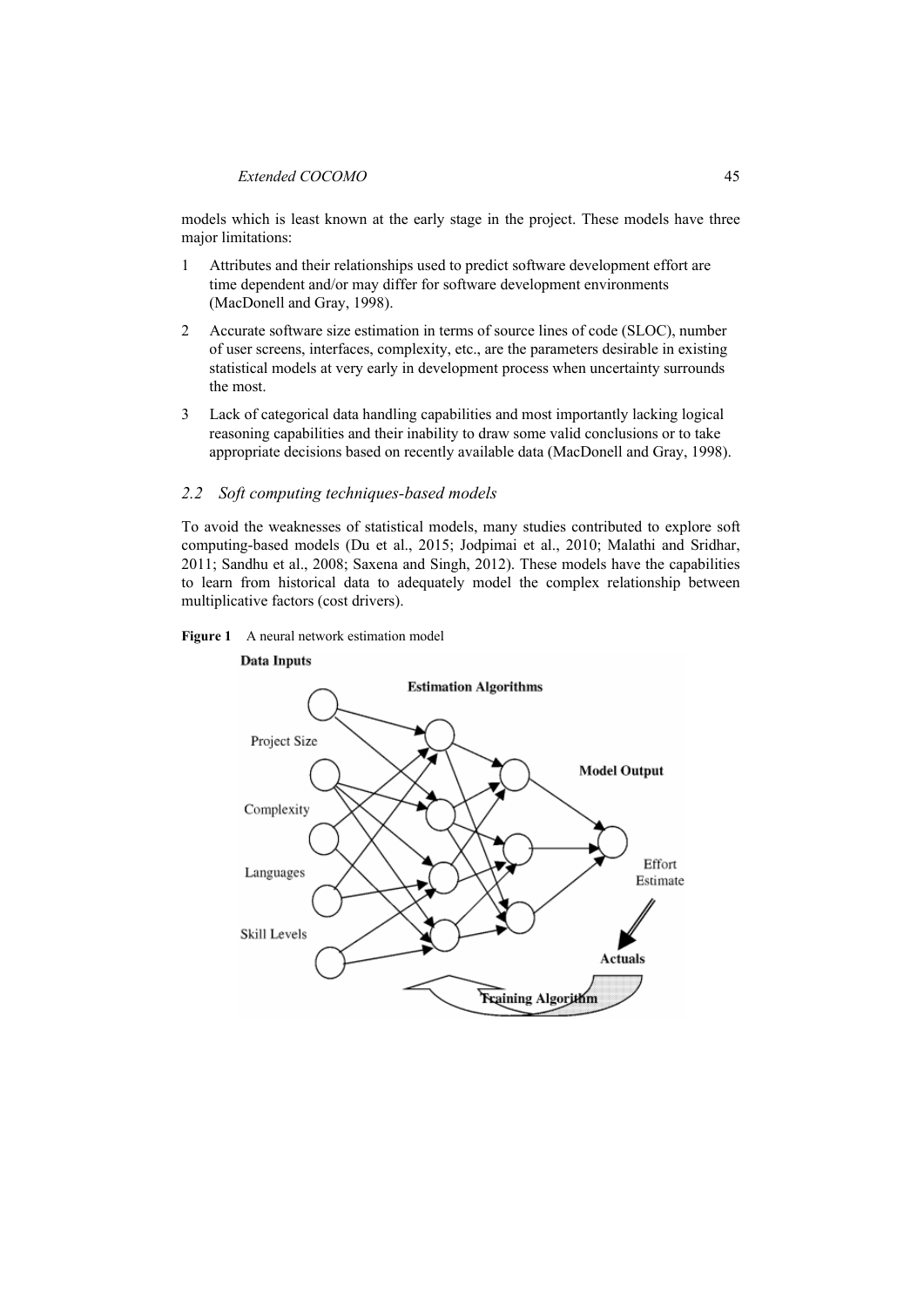models which is least known at the early stage in the project. These models have three major limitations:

1. Attributes and their relationships used to predict software development effort are time dependent and/or may differ for software development environments (MacDonell and Gray, 1998).
2. Accurate software size estimation in terms of source lines of code (SLOC), number of user screens, interfaces, complexity, etc., are the parameters desirable in existing statistical models at very early in development process when uncertainty surrounds the most.
3. Lack of categorical data handling capabilities and most importantly lacking logical reasoning capabilities and their inability to draw some valid conclusions or to take appropriate decisions based on recently available data (MacDonell and Gray, 1998).

### *2.2 Soft computing techniques-based models*

To avoid the weaknesses of statistical models, many studies contributed to explore soft computing-based models (Du et al., 2015; Jodpimai et al., 2010; Malathi and Sridhar, 2011; Sandhu et al., 2008; Saxena and Singh, 2012). These models have the capabilities to learn from historical data to adequately model the complex relationship between multiplicative factors (cost drivers).

**Figure 1** A neural network estimation model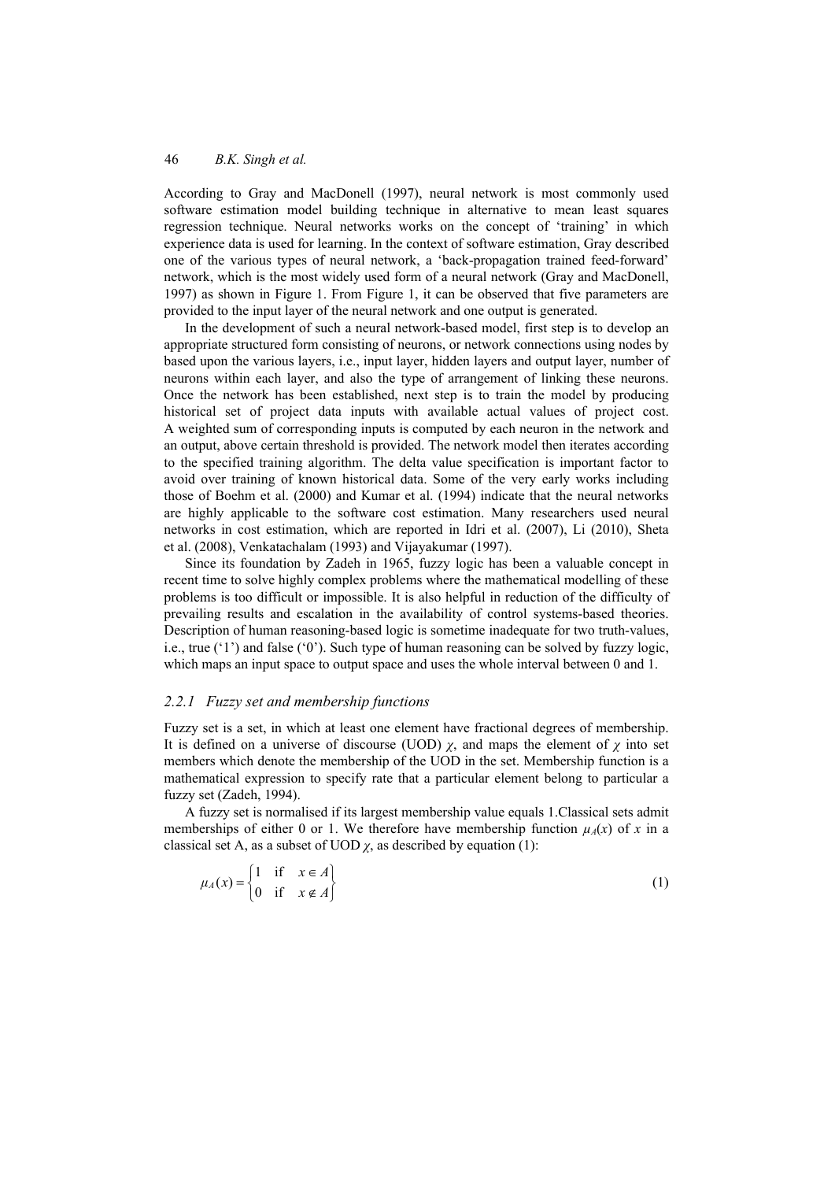According to Gray and MacDonell (1997), neural network is most commonly used software estimation model building technique in alternative to mean least squares regression technique. Neural networks works on the concept of 'training' in which experience data is used for learning. In the context of software estimation, Gray described one of the various types of neural network, a 'back-propagation trained feed-forward' network, which is the most widely used form of a neural network (Gray and MacDonell, 1997) as shown in Figure 1. From Figure 1, it can be observed that five parameters are provided to the input layer of the neural network and one output is generated.

In the development of such a neural network-based model, first step is to develop an appropriate structured form consisting of neurons, or network connections using nodes by based upon the various layers, i.e., input layer, hidden layers and output layer, number of neurons within each layer, and also the type of arrangement of linking these neurons. Once the network has been established, next step is to train the model by producing historical set of project data inputs with available actual values of project cost. A weighted sum of corresponding inputs is computed by each neuron in the network and an output, above certain threshold is provided. The network model then iterates according to the specified training algorithm. The delta value specification is important factor to avoid over training of known historical data. Some of the very early works including those of Boehm et al. (2000) and Kumar et al. (1994) indicate that the neural networks are highly applicable to the software cost estimation. Many researchers used neural networks in cost estimation, which are reported in Idri et al. (2007), Li (2010), Sheta et al. (2008), Venkatachalam (1993) and Vijayakumar (1997).

Since its foundation by Zadeh in 1965, fuzzy logic has been a valuable concept in recent time to solve highly complex problems where the mathematical modelling of these problems is too difficult or impossible. It is also helpful in reduction of the difficulty of prevailing results and escalation in the availability of control systems-based theories. Description of human reasoning-based logic is sometime inadequate for two truth-values, i.e., true ('1') and false ('0'). Such type of human reasoning can be solved by fuzzy logic, which maps an input space to output space and uses the whole interval between 0 and 1.

### *2.2.1 Fuzzy set and membership functions*

Fuzzy set is a set, in which at least one element have fractional degrees of membership. It is defined on a universe of discourse (UOD) $\chi$, and maps the element of $\chi$ into set members which denote the membership of the UOD in the set. Membership function is a mathematical expression to specify rate that a particular element belong to particular a fuzzy set (Zadeh, 1994).

A fuzzy set is normalised if its largest membership value equals 1.Classical sets admit memberships of either 0 or 1. We therefore have membership function $\mu_A(x)$ of $x$ in a classical set A, as a subset of UOD $\chi$, as described by equation (1):

$$\mu_A(x) = \begin{cases} 1 & \text{if} \quad x \in A \\ 0 & \text{if} \quad x \notin A \end{cases} \tag{1}$$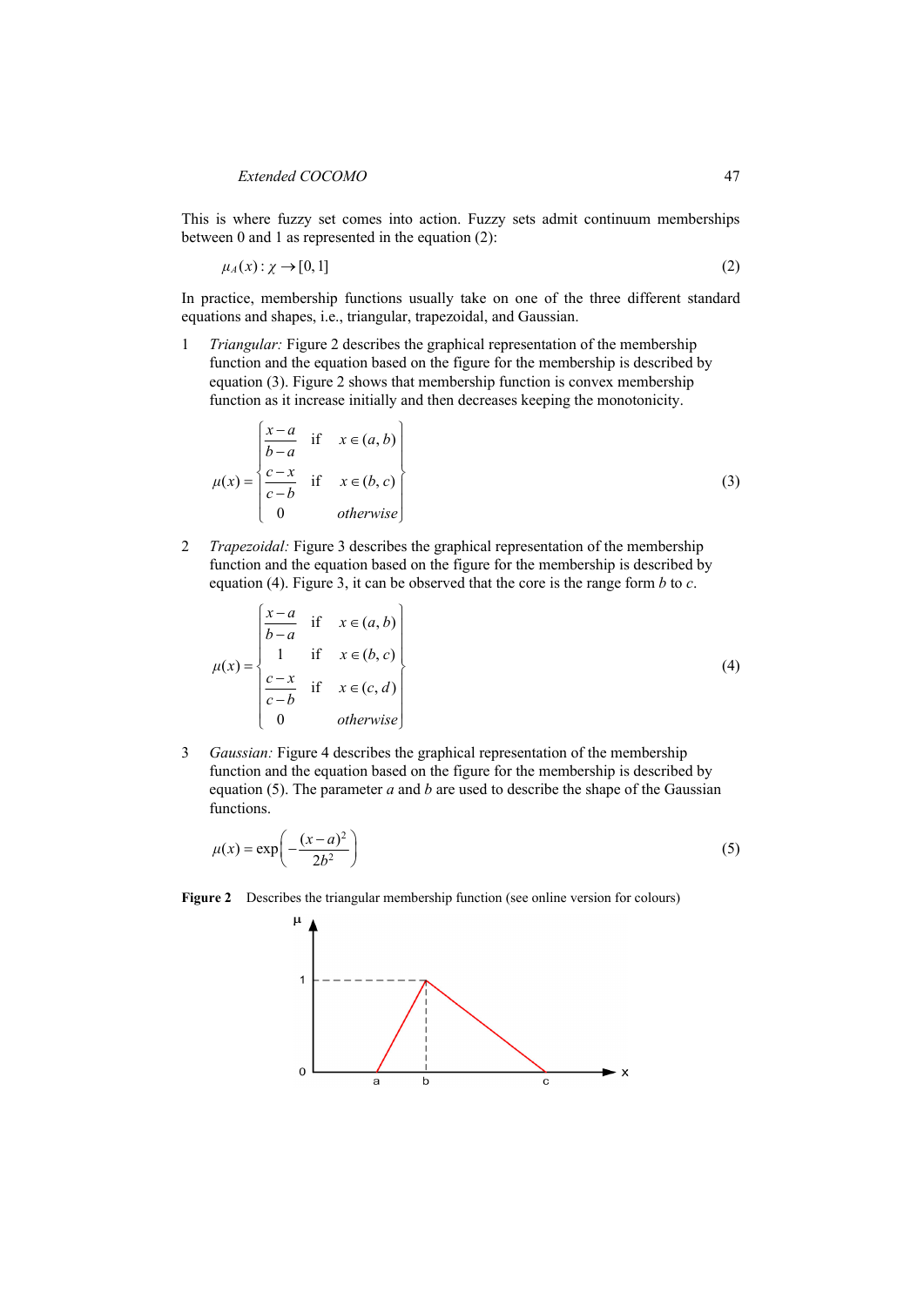This is where fuzzy set comes into action. Fuzzy sets admit continuum memberships between 0 and 1 as represented in the equation (2):

$$\mu_A(x) : \chi \rightarrow [0,1] \tag{2}$$

In practice, membership functions usually take on one of the three different standard equations and shapes, i.e., triangular, trapezoidal, and Gaussian.

1 *Triangular:* Figure 2 describes the graphical representation of the membership function and the equation based on the figure for the membership is described by equation (3). Figure 2 shows that membership function is convex membership function as it increase initially and then decreases keeping the monotonicity.

$$\mu(x) = \begin{cases} \dfrac{x-a}{b-a} & \text{if} \quad x \in (a,b) \\ \dfrac{c-x}{c-b} & \text{if} \quad x \in (b,c) \\ 0 & \textit{otherwise} \end{cases} \tag{3}$$

2 *Trapezoidal:* Figure 3 describes the graphical representation of the membership function and the equation based on the figure for the membership is described by equation (4). Figure 3, it can be observed that the core is the range form $b$ to $c$.

$$\mu(x) = \begin{cases} \dfrac{x-a}{b-a} & \text{if} \quad x \in (a,b) \\ 1 & \text{if} \quad x \in (b,c) \\ \dfrac{c-x}{c-b} & \text{if} \quad x \in (c,d) \\ 0 & \textit{otherwise} \end{cases} \tag{4}$$

3 *Gaussian:* Figure 4 describes the graphical representation of the membership function and the equation based on the figure for the membership is described by equation (5). The parameter $a$ and $b$ are used to describe the shape of the Gaussian functions.

$$\mu(x) = \exp\left(-\frac{(x-a)^2}{2b^2}\right) \tag{5}$$

**Figure 2** Describes the triangular membership function (see online version for colours)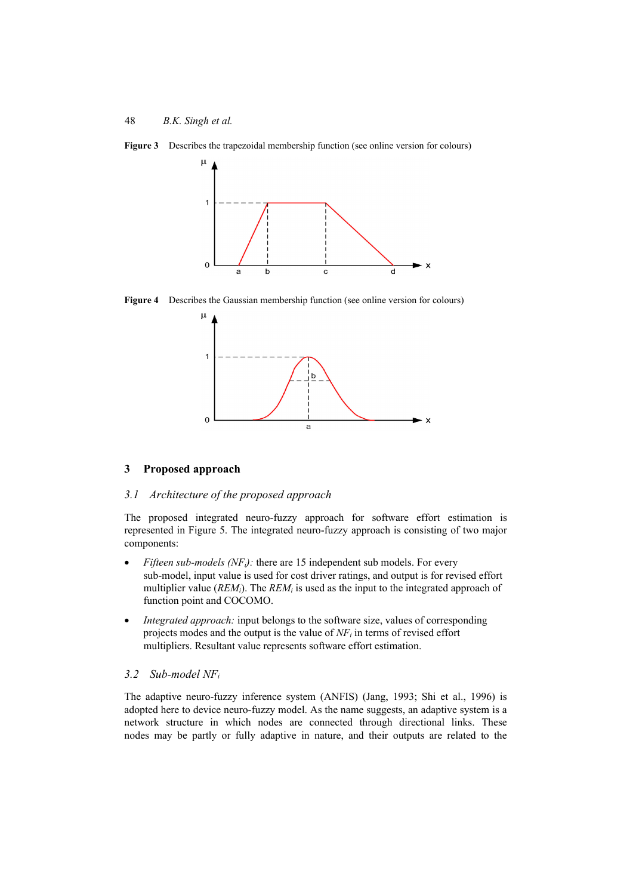**Figure 3** Describes the trapezoidal membership function (see online version for colours)

**Figure 4** Describes the Gaussian membership function (see online version for colours)

## 3 Proposed approach

### *3.1 Architecture of the proposed approach*

The proposed integrated neuro-fuzzy approach for software effort estimation is represented in Figure 5. The integrated neuro-fuzzy approach is consisting of two major components:

- *Fifteen sub-models ($NF_i$):* there are 15 independent sub models. For every sub-model, input value is used for cost driver ratings, and output is for revised effort multiplier value ($REM_i$). The $REM_i$ is used as the input to the integrated approach of function point and COCOMO.
- *Integrated approach:* input belongs to the software size, values of corresponding projects modes and the output is the value of $NF_i$ in terms of revised effort multipliers. Resultant value represents software effort estimation.

### *3.2 Sub-model $NF_i$*

The adaptive neuro-fuzzy inference system (ANFIS) (Jang, 1993; Shi et al., 1996) is adopted here to device neuro-fuzzy model. As the name suggests, an adaptive system is a network structure in which nodes are connected through directional links. These nodes may be partly or fully adaptive in nature, and their outputs are related to the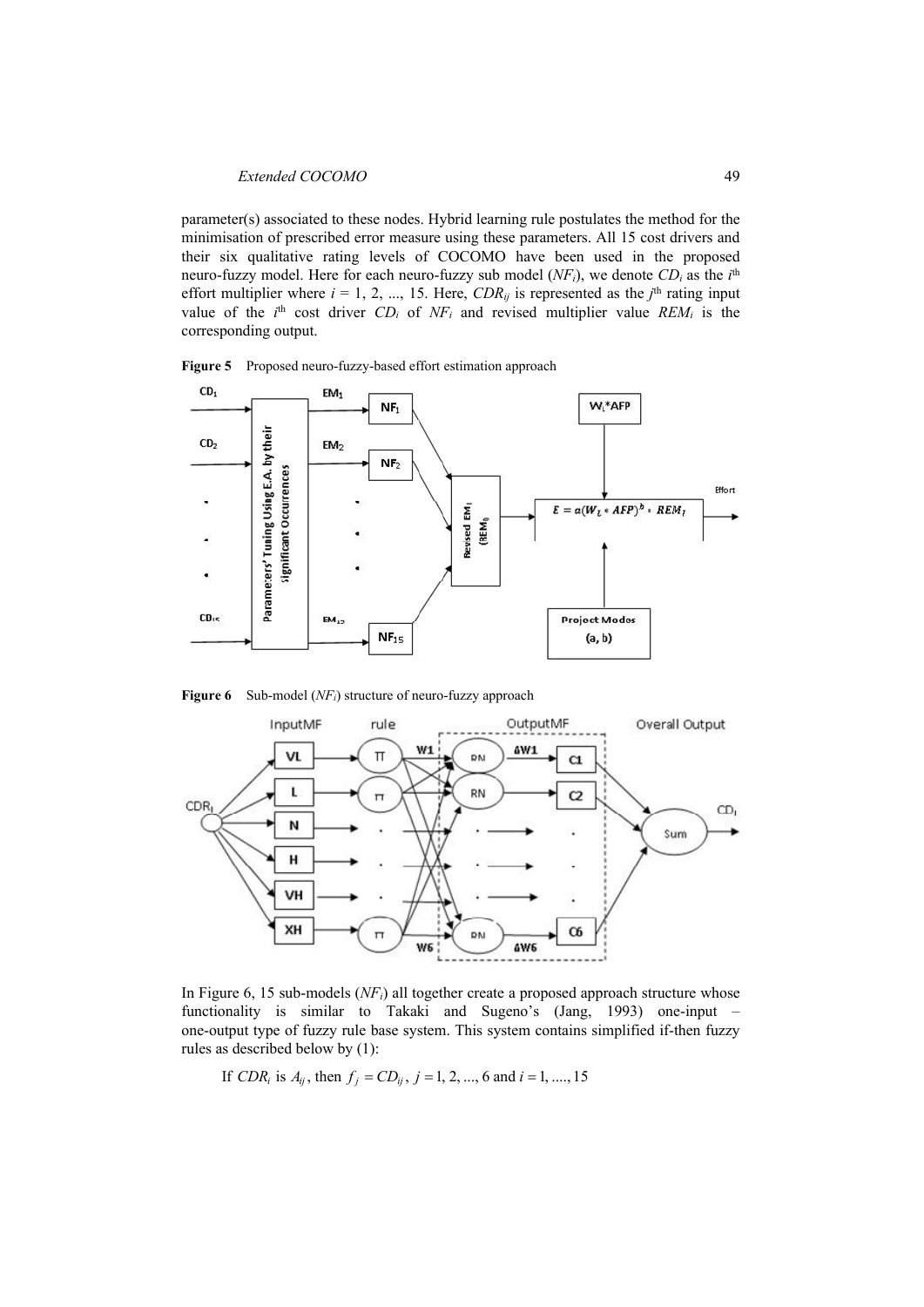parameter(s) associated to these nodes. Hybrid learning rule postulates the method for the minimisation of prescribed error measure using these parameters. All 15 cost drivers and their six qualitative rating levels of COCOMO have been used in the proposed neuro-fuzzy model. Here for each neuro-fuzzy sub model ($NF_i$), we denote $CD_i$ as the $i^{th}$ effort multiplier where $i = 1, 2, ..., 15$. Here, $CDR_{ij}$ is represented as the $j^{th}$ rating input value of the $i^{th}$ cost driver $CD_i$ of $NF_i$ and revised multiplier value $REM_i$ is the corresponding output.

**Figure 5** Proposed neuro-fuzzy-based effort estimation approach

**Figure 6** Sub-model ($NF_i$) structure of neuro-fuzzy approach

In Figure 6, 15 sub-models ($NF_i$) all together create a proposed approach structure whose functionality is similar to Takaki and Sugeno's (Jang, 1993) one-input – one-output type of fuzzy rule base system. This system contains simplified if-then fuzzy rules as described below by (1):

If $CDR_i$ is $A_{ij}$, then $f_j = CD_{ij}$, $j = 1, 2, ..., 6$ and $i = 1, ...., 15$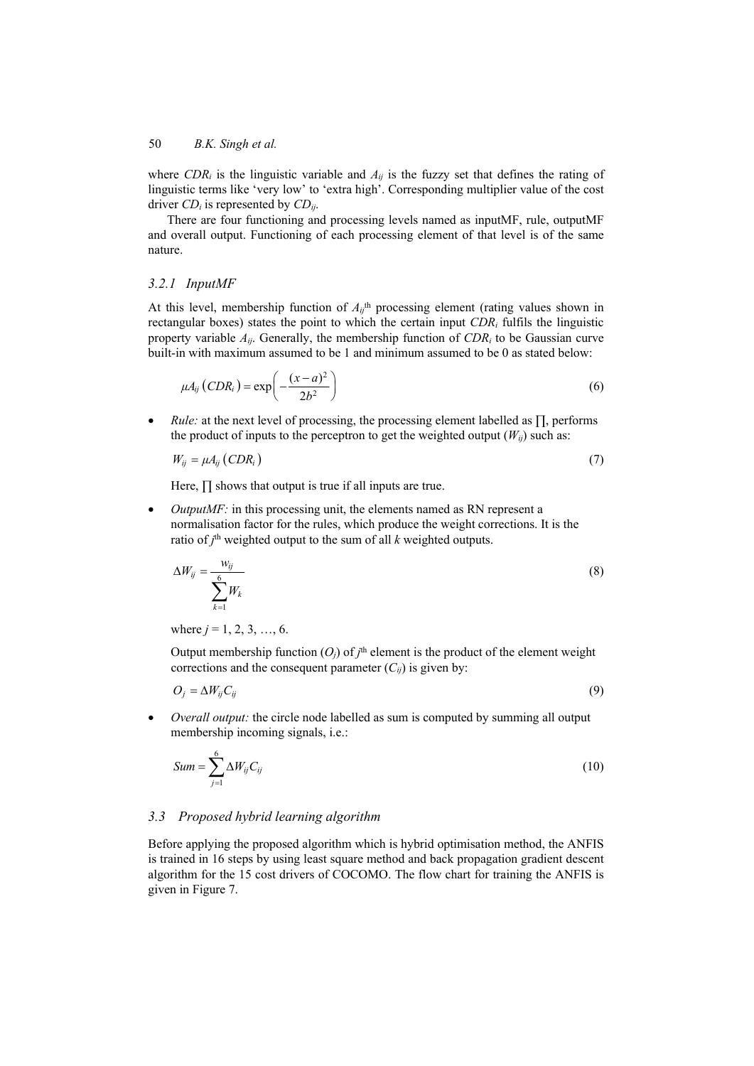where $CDR_i$ is the linguistic variable and $A_{ij}$ is the fuzzy set that defines the rating of linguistic terms like 'very low' to 'extra high'. Corresponding multiplier value of the cost driver $CD_i$ is represented by $CD_{ij}$.

There are four functioning and processing levels named as inputMF, rule, outputMF and overall output. Functioning of each processing element of that level is of the same nature.

### 3.2.1 InputMF

At this level, membership function of $A_{ij}$th processing element (rating values shown in rectangular boxes) states the point to which the certain input $CDR_i$ fulfils the linguistic property variable $A_{ij}$. Generally, the membership function of $CDR_i$ to be Gaussian curve built-in with maximum assumed to be 1 and minimum assumed to be 0 as stated below:

$$\mu A_{ij}\left(CDR_i\right) = \exp\left(-\frac{(x-a)^2}{2b^2}\right) \tag{6}$$

- *Rule:* at the next level of processing, the processing element labelled as $\prod$, performs the product of inputs to the perceptron to get the weighted output ($W_{ij}$) such as:

  $$W_{ij} = \mu A_{ij}\left(CDR_i\right) \tag{7}$$

  Here, $\prod$ shows that output is true if all inputs are true.

- *OutputMF:* in this processing unit, the elements named as RN represent a normalisation factor for the rules, which produce the weight corrections. It is the ratio of $j$th weighted output to the sum of all $k$ weighted outputs.

  $$\Delta W_{ij} = \frac{w_{ij}}{\sum_{k=1}^{6} W_k} \tag{8}$$

  where $j = 1, 2, 3, \ldots, 6$.

  Output membership function ($O_j$) of $j$th element is the product of the element weight corrections and the consequent parameter ($C_{ij}$) is given by:

  $$O_j = \Delta W_{ij} C_{ij} \tag{9}$$

- *Overall output:* the circle node labelled as sum is computed by summing all output membership incoming signals, i.e.:

  $$Sum = \sum_{j=1}^{6} \Delta W_{ij} C_{ij} \tag{10}$$

## 3.3 Proposed hybrid learning algorithm

Before applying the proposed algorithm which is hybrid optimisation method, the ANFIS is trained in 16 steps by using least square method and back propagation gradient descent algorithm for the 15 cost drivers of COCOMO. The flow chart for training the ANFIS is given in Figure 7.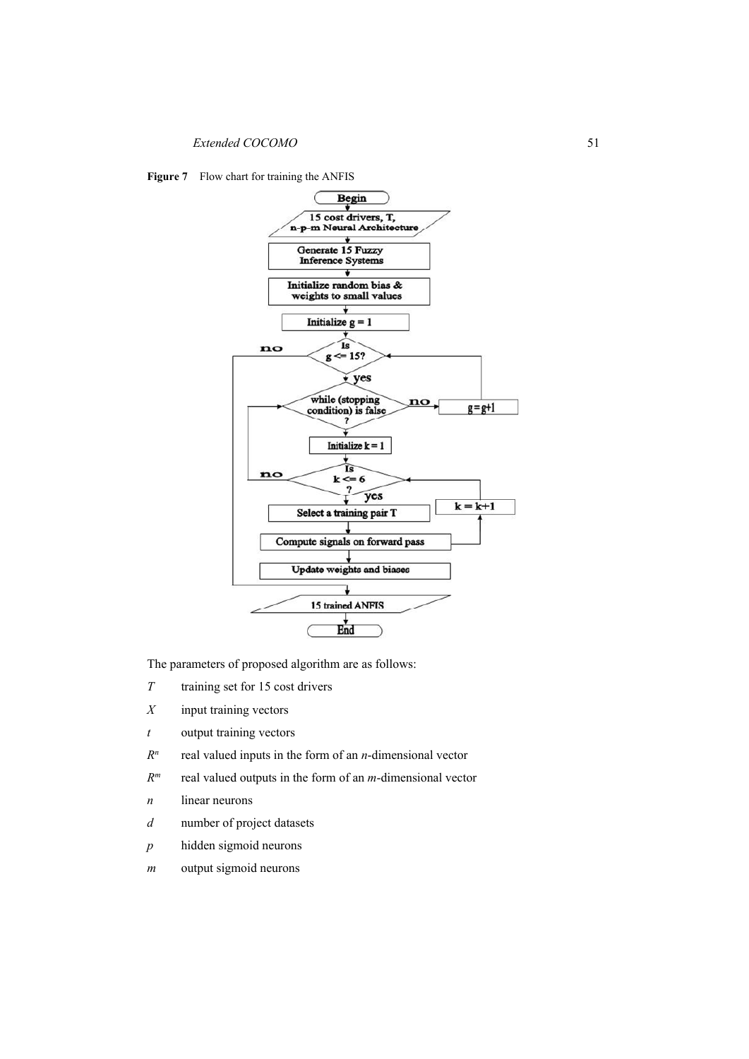**Figure 7** Flow chart for training the ANFIS

The parameters of proposed algorithm are as follows:

- $T$ training set for 15 cost drivers
- $X$ input training vectors
- $t$ output training vectors
- $R^n$ real valued inputs in the form of an $n$-dimensional vector
- $R^m$ real valued outputs in the form of an $m$-dimensional vector
- $n$ linear neurons
- $d$ number of project datasets
- $p$ hidden sigmoid neurons
- $m$ output sigmoid neurons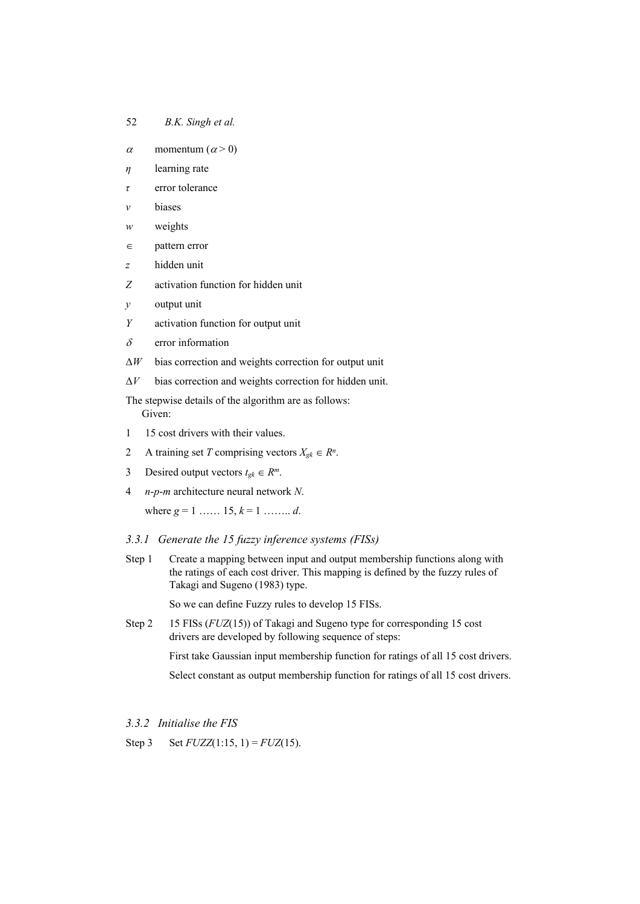$\alpha$ momentum ($\alpha > 0$)

$\eta$ learning rate

$\tau$ error tolerance

$v$ biases

$w$ weights

$\in$ pattern error

$z$ hidden unit

$Z$ activation function for hidden unit

$y$ output unit

$Y$ activation function for output unit

$\delta$ error information

$\Delta W$ bias correction and weights correction for output unit

$\Delta V$ bias correction and weights correction for hidden unit.

The stepwise details of the algorithm are as follows:

Given:

1. 15 cost drivers with their values.
2. A training set $T$ comprising vectors $X_{gk} \in R^n$.
3. Desired output vectors $t_{gk} \in R^m$.
4. $n$-$p$-$m$ architecture neural network $N$.

   where $g = 1$ …… 15, $k = 1$ …….. $d$.

### 3.3.1 Generate the 15 fuzzy inference systems (FISs)

Step 1 Create a mapping between input and output membership functions along with the ratings of each cost driver. This mapping is defined by the fuzzy rules of Takagi and Sugeno (1983) type.

So we can define Fuzzy rules to develop 15 FISs.

Step 2 15 FISs (*FUZ*(15)) of Takagi and Sugeno type for corresponding 15 cost drivers are developed by following sequence of steps:

First take Gaussian input membership function for ratings of all 15 cost drivers.

Select constant as output membership function for ratings of all 15 cost drivers.

### 3.3.2 Initialise the FIS

Step 3 Set *FUZZ*(1:15, 1) = *FUZ*(15).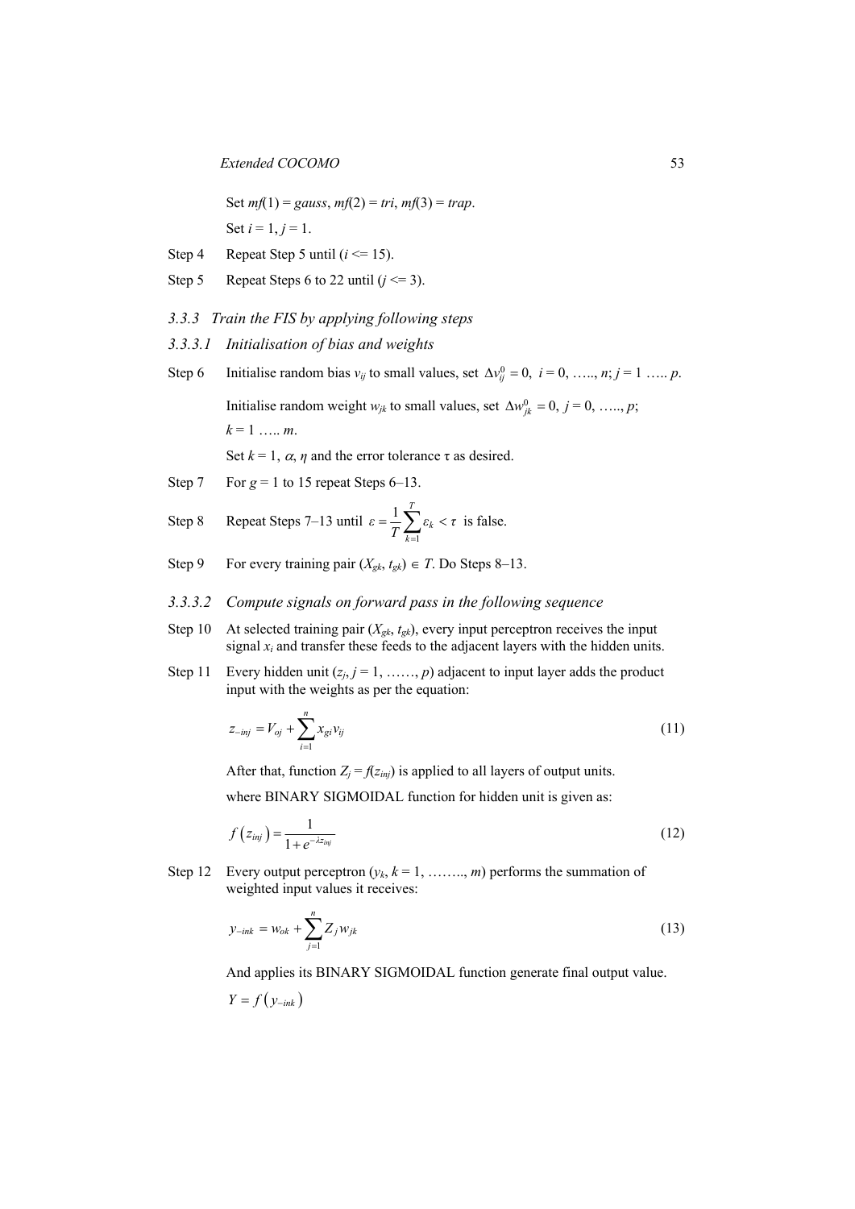Set $mf(1) = gauss$, $mf(2) = tri$, $mf(3) = trap$.

Set $i = 1$, $j = 1$.

Step 4 Repeat Step 5 until ($i <= 15$).

Step 5 Repeat Steps 6 to 22 until ($j <= 3$).

### 3.3.3 *Train the FIS by applying following steps*

#### 3.3.3.1 *Initialisation of bias and weights*

Step 6 Initialise random bias $v_{ij}$ to small values, set $\Delta v_{ij}^{0} = 0$, $i = 0, \ldots, n$; $j = 1 \ldots p$.

Initialise random weight $w_{jk}$ to small values, set $\Delta w_{jk}^{0} = 0$, $j = 0, \ldots, p$; $k = 1 \ldots m$.

Set $k = 1$, $\alpha$, $\eta$ and the error tolerance $\tau$ as desired.

Step 7 For $g = 1$ to 15 repeat Steps 6–13.

Step 8 Repeat Steps 7–13 until $\varepsilon = \frac{1}{T}\sum_{k=1}^{T} \varepsilon_k < \tau$ is false.

Step 9 For every training pair $(X_{gk}, t_{gk}) \in T$. Do Steps 8–13.

#### 3.3.3.2 *Compute signals on forward pass in the following sequence*

Step 10 At selected training pair $(X_{gk}, t_{gk})$, every input perceptron receives the input signal $x_i$ and transfer these feeds to the adjacent layers with the hidden units.

Step 11 Every hidden unit ($z_j$, $j = 1, \ldots, p$) adjacent to input layer adds the product input with the weights as per the equation:

$$z_{-inj} = V_{oj} + \sum_{i=1}^{n} x_{gi} v_{ij} \tag{11}$$

After that, function $Z_j = f(z_{inj})$ is applied to all layers of output units.

where BINARY SIGMOIDAL function for hidden unit is given as:

$$f(z_{inj}) = \frac{1}{1 + e^{-\lambda z_{inj}}} \tag{12}$$

Step 12 Every output perceptron ($y_k$, $k = 1, \ldots, m$) performs the summation of weighted input values it receives:

$$y_{-ink} = w_{ok} + \sum_{j=1}^{n} Z_j w_{jk} \tag{13}$$

And applies its BINARY SIGMOIDAL function generate final output value.

$$Y = f(y_{-ink})$$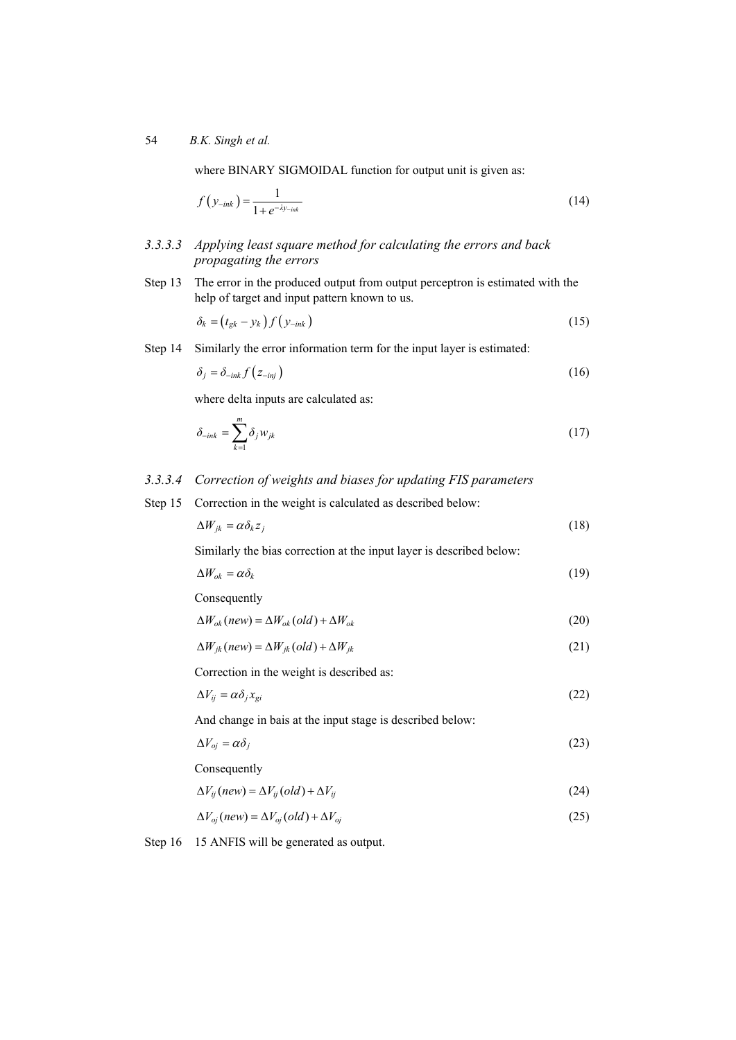where BINARY SIGMOIDAL function for output unit is given as:

$$f\left(y_{-ink}\right)=\frac{1}{1+e^{-\lambda y_{-ink}}} \tag{14}$$

#### 3.3.3.3 *Applying least square method for calculating the errors and back propagating the errors*

Step 13 The error in the produced output from output perceptron is estimated with the help of target and input pattern known to us.

$$\delta_k=\left(t_{gk}-y_k\right)f\left(y_{-ink}\right) \tag{15}$$

Step 14 Similarly the error information term for the input layer is estimated:

$$\delta_j=\delta_{-ink}f\left(z_{-inj}\right) \tag{16}$$

where delta inputs are calculated as:

$$\delta_{-ink}=\sum_{k=1}^{m}\delta_j w_{jk} \tag{17}$$

#### 3.3.3.4 *Correction of weights and biases for updating FIS parameters*

Step 15 Correction in the weight is calculated as described below:

$$\Delta W_{jk}=\alpha\delta_k z_j \tag{18}$$

Similarly the bias correction at the input layer is described below:

$$\Delta W_{ok}=\alpha\delta_k \tag{19}$$

Consequently

$$\Delta W_{ok}(new)=\Delta W_{ok}(old)+\Delta W_{ok} \tag{20}$$

$$\Delta W_{jk}(new)=\Delta W_{jk}(old)+\Delta W_{jk} \tag{21}$$

Correction in the weight is described as:

$$\Delta V_{ij}=\alpha\delta_j x_{gi} \tag{22}$$

And change in bais at the input stage is described below:

$$\Delta V_{oj}=\alpha\delta_j \tag{23}$$

Consequently

$$\Delta V_{ij}(new)=\Delta V_{ij}(old)+\Delta V_{ij} \tag{24}$$

$$\Delta V_{oj}(new)=\Delta V_{oj}(old)+\Delta V_{oj} \tag{25}$$

Step 16 15 ANFIS will be generated as output.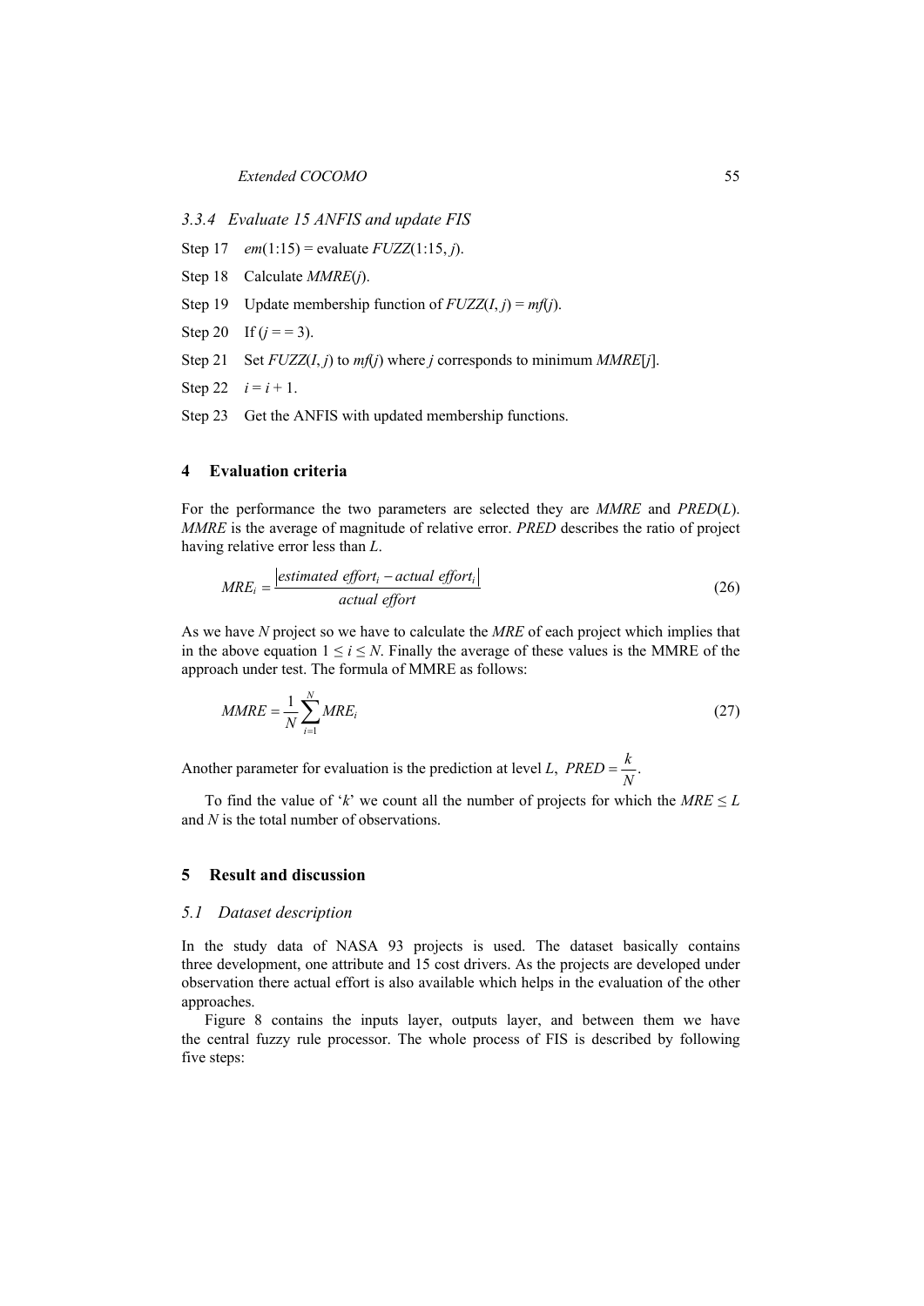### 3.3.4 Evaluate 15 ANFIS and update FIS

Step 17 $em(1{:}15)$ = evaluate $FUZZ(1{:}15, j)$.

Step 18 Calculate $MMRE(j)$.

Step 19 Update membership function of $FUZZ(I, j) = mf(j)$.

Step 20 If $(j == 3)$.

Step 21 Set $FUZZ(I, j)$ to $mf(j)$ where $j$ corresponds to minimum $MMRE[j]$.

Step 22 $i = i + 1$.

Step 23 Get the ANFIS with updated membership functions.

## 4 Evaluation criteria

For the performance the two parameters are selected they are *MMRE* and *PRED*(*L*). *MMRE* is the average of magnitude of relative error. *PRED* describes the ratio of project having relative error less than *L*.

$$MRE_i = \frac{\left| estimated\ effort_i - actual\ effort_i \right|}{actual\ effort} \tag{26}$$

As we have *N* project so we have to calculate the *MRE* of each project which implies that in the above equation $1 \leq i \leq N$. Finally the average of these values is the MMRE of the approach under test. The formula of MMRE as follows:

$$MMRE = \frac{1}{N}\sum_{i=1}^{N} MRE_i \tag{27}$$

Another parameter for evaluation is the prediction at level *L*, $PRED = \frac{k}{N}$.

To find the value of '*k*' we count all the number of projects for which the $MRE \leq L$ and *N* is the total number of observations.

## 5 Result and discussion

### 5.1 Dataset description

In the study data of NASA 93 projects is used. The dataset basically contains three development, one attribute and 15 cost drivers. As the projects are developed under observation there actual effort is also available which helps in the evaluation of the other approaches.

Figure 8 contains the inputs layer, outputs layer, and between them we have the central fuzzy rule processor. The whole process of FIS is described by following five steps: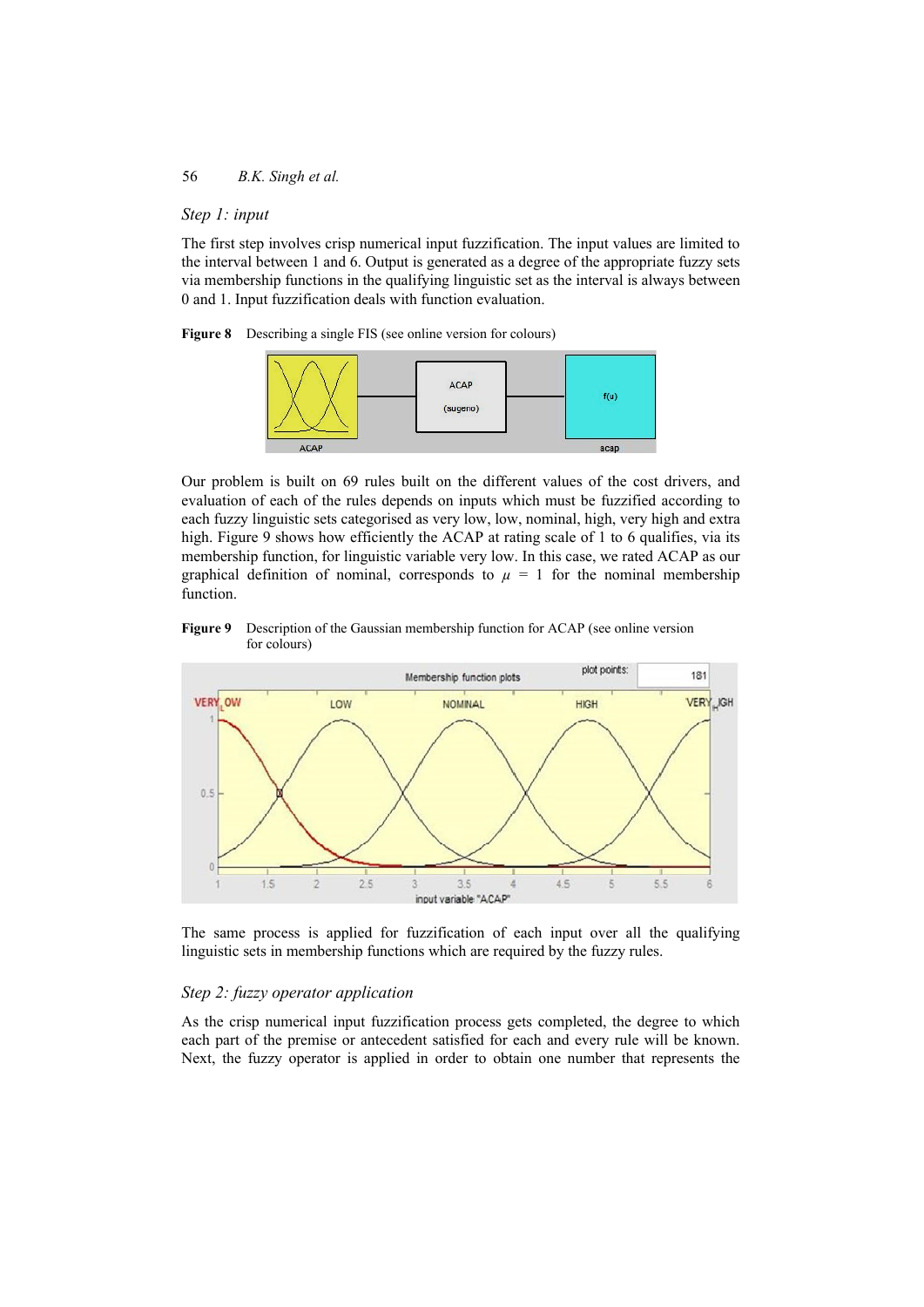*Step 1: input*

The first step involves crisp numerical input fuzzification. The input values are limited to the interval between 1 and 6. Output is generated as a degree of the appropriate fuzzy sets via membership functions in the qualifying linguistic set as the interval is always between 0 and 1. Input fuzzification deals with function evaluation.

**Figure 8** Describing a single FIS (see online version for colours)

Our problem is built on 69 rules built on the different values of the cost drivers, and evaluation of each of the rules depends on inputs which must be fuzzified according to each fuzzy linguistic sets categorised as very low, low, nominal, high, very high and extra high. Figure 9 shows how efficiently the ACAP at rating scale of 1 to 6 qualifies, via its membership function, for linguistic variable very low. In this case, we rated ACAP as our graphical definition of nominal, corresponds to $\mu$ = 1 for the nominal membership function.

**Figure 9** Description of the Gaussian membership function for ACAP (see online version for colours)

The same process is applied for fuzzification of each input over all the qualifying linguistic sets in membership functions which are required by the fuzzy rules.

*Step 2: fuzzy operator application*

As the crisp numerical input fuzzification process gets completed, the degree to which each part of the premise or antecedent satisfied for each and every rule will be known. Next, the fuzzy operator is applied in order to obtain one number that represents the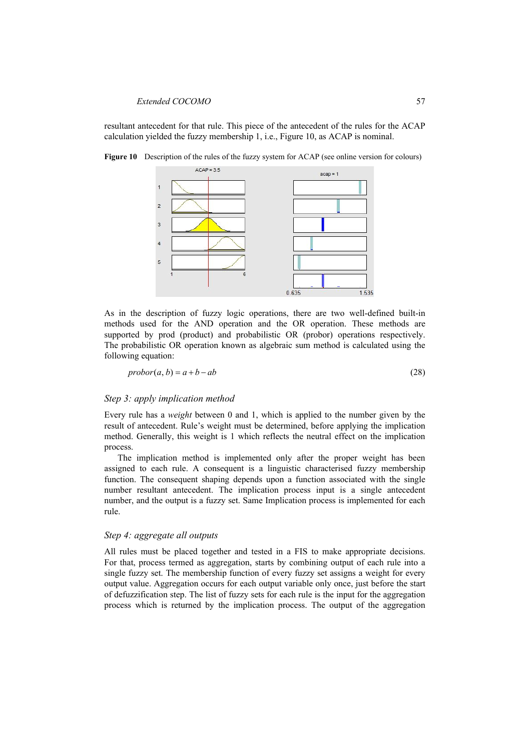resultant antecedent for that rule. This piece of the antecedent of the rules for the ACAP calculation yielded the fuzzy membership 1, i.e., Figure 10, as ACAP is nominal.

**Figure 10** Description of the rules of the fuzzy system for ACAP (see online version for colours)

As in the description of fuzzy logic operations, there are two well-defined built-in methods used for the AND operation and the OR operation. These methods are supported by prod (product) and probabilistic OR (probor) operations respectively. The probabilistic OR operation known as algebraic sum method is calculated using the following equation:

$$probor(a, b) = a + b - ab \tag{28}$$

### *Step 3: apply implication method*

Every rule has a *weight* between 0 and 1, which is applied to the number given by the result of antecedent. Rule's weight must be determined, before applying the implication method. Generally, this weight is 1 which reflects the neutral effect on the implication process.

The implication method is implemented only after the proper weight has been assigned to each rule. A consequent is a linguistic characterised fuzzy membership function. The consequent shaping depends upon a function associated with the single number resultant antecedent. The implication process input is a single antecedent number, and the output is a fuzzy set. Same Implication process is implemented for each rule.

### *Step 4: aggregate all outputs*

All rules must be placed together and tested in a FIS to make appropriate decisions. For that, process termed as aggregation, starts by combining output of each rule into a single fuzzy set. The membership function of every fuzzy set assigns a weight for every output value. Aggregation occurs for each output variable only once, just before the start of defuzzification step. The list of fuzzy sets for each rule is the input for the aggregation process which is returned by the implication process. The output of the aggregation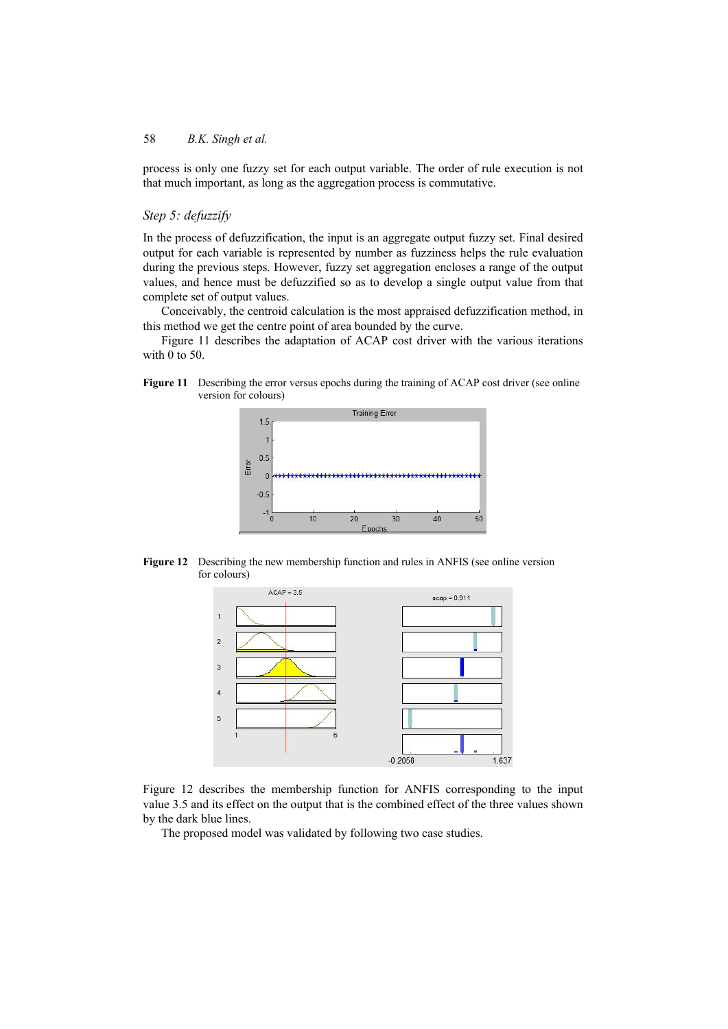process is only one fuzzy set for each output variable. The order of rule execution is not that much important, as long as the aggregation process is commutative.

*Step 5: defuzzify*

In the process of defuzzification, the input is an aggregate output fuzzy set. Final desired output for each variable is represented by number as fuzziness helps the rule evaluation during the previous steps. However, fuzzy set aggregation encloses a range of the output values, and hence must be defuzzified so as to develop a single output value from that complete set of output values.

Conceivably, the centroid calculation is the most appraised defuzzification method, in this method we get the centre point of area bounded by the curve.

Figure 11 describes the adaptation of ACAP cost driver with the various iterations with 0 to 50.

**Figure 11** Describing the error versus epochs during the training of ACAP cost driver (see online version for colours)

**Figure 12** Describing the new membership function and rules in ANFIS (see online version for colours)

Figure 12 describes the membership function for ANFIS corresponding to the input value 3.5 and its effect on the output that is the combined effect of the three values shown by the dark blue lines.

The proposed model was validated by following two case studies.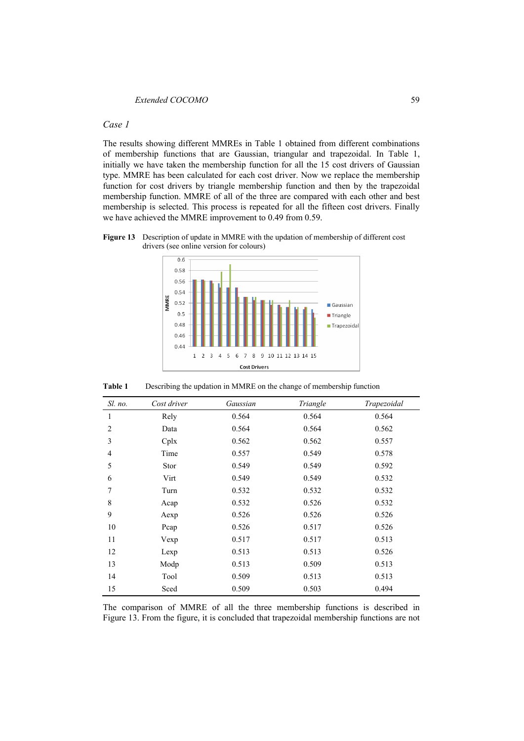*Case 1*

The results showing different MMREs in Table 1 obtained from different combinations of membership functions that are Gaussian, triangular and trapezoidal. In Table 1, initially we have taken the membership function for all the 15 cost drivers of Gaussian type. MMRE has been calculated for each cost driver. Now we replace the membership function for cost drivers by triangle membership function and then by the trapezoidal membership function. MMRE of all of the three are compared with each other and best membership is selected. This process is repeated for all the fifteen cost drivers. Finally we have achieved the MMRE improvement to 0.49 from 0.59.

**Figure 13** Description of update in MMRE with the updation of membership of different cost drivers (see online version for colours)

**Table 1** Describing the updation in MMRE on the change of membership function

| *Sl. no.* | *Cost driver* | *Gaussian* | *Triangle* | *Trapezoidal* |
|---|---|---|---|---|
| 1 | Rely | 0.564 | 0.564 | 0.564 |
| 2 | Data | 0.564 | 0.564 | 0.562 |
| 3 | Cplx | 0.562 | 0.562 | 0.557 |
| 4 | Time | 0.557 | 0.549 | 0.578 |
| 5 | Stor | 0.549 | 0.549 | 0.592 |
| 6 | Virt | 0.549 | 0.549 | 0.532 |
| 7 | Turn | 0.532 | 0.532 | 0.532 |
| 8 | Acap | 0.532 | 0.526 | 0.532 |
| 9 | Aexp | 0.526 | 0.526 | 0.526 |
| 10 | Pcap | 0.526 | 0.517 | 0.526 |
| 11 | Vexp | 0.517 | 0.517 | 0.513 |
| 12 | Lexp | 0.513 | 0.513 | 0.526 |
| 13 | Modp | 0.513 | 0.509 | 0.513 |
| 14 | Tool | 0.509 | 0.513 | 0.513 |
| 15 | Sced | 0.509 | 0.503 | 0.494 |

The comparison of MMRE of all the three membership functions is described in Figure 13. From the figure, it is concluded that trapezoidal membership functions are not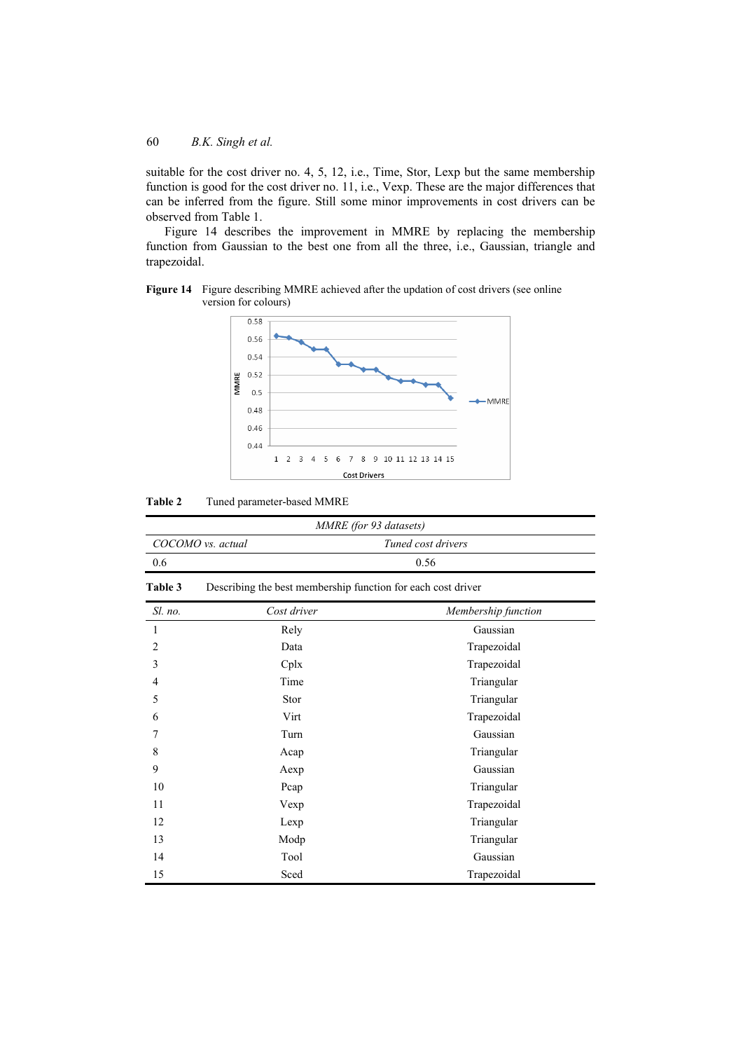suitable for the cost driver no. 4, 5, 12, i.e., Time, Stor, Lexp but the same membership function is good for the cost driver no. 11, i.e., Vexp. These are the major differences that can be inferred from the figure. Still some minor improvements in cost drivers can be observed from Table 1.

Figure 14 describes the improvement in MMRE by replacing the membership function from Gaussian to the best one from all the three, i.e., Gaussian, triangle and trapezoidal.

**Figure 14** Figure describing MMRE achieved after the updation of cost drivers (see online version for colours)

**Table 2** Tuned parameter-based MMRE

| *MMRE (for 93 datasets)* | |
|---|---|
| *COCOMO vs. actual* | *Tuned cost drivers* |
| 0.6 | 0.56 |

**Table 3** Describing the best membership function for each cost driver

| *Sl. no.* | *Cost driver* | *Membership function* |
|---|---|---|
| 1 | Rely | Gaussian |
| 2 | Data | Trapezoidal |
| 3 | Cplx | Trapezoidal |
| 4 | Time | Triangular |
| 5 | Stor | Triangular |
| 6 | Virt | Trapezoidal |
| 7 | Turn | Gaussian |
| 8 | Acap | Triangular |
| 9 | Aexp | Gaussian |
| 10 | Pcap | Triangular |
| 11 | Vexp | Trapezoidal |
| 12 | Lexp | Triangular |
| 13 | Modp | Triangular |
| 14 | Tool | Gaussian |
| 15 | Sced | Trapezoidal |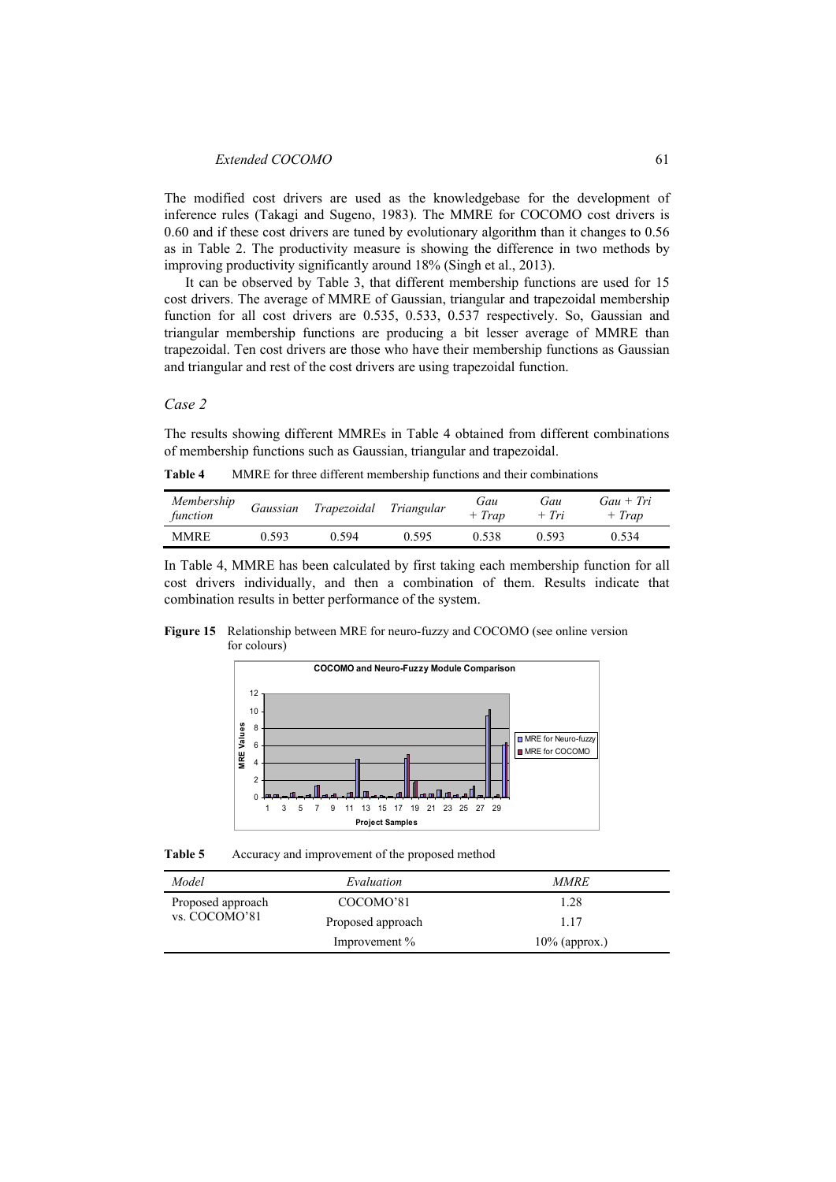The modified cost drivers are used as the knowledgebase for the development of inference rules (Takagi and Sugeno, 1983). The MMRE for COCOMO cost drivers is 0.60 and if these cost drivers are tuned by evolutionary algorithm than it changes to 0.56 as in Table 2. The productivity measure is showing the difference in two methods by improving productivity significantly around 18% (Singh et al., 2013).

It can be observed by Table 3, that different membership functions are used for 15 cost drivers. The average of MMRE of Gaussian, triangular and trapezoidal membership function for all cost drivers are 0.535, 0.533, 0.537 respectively. So, Gaussian and triangular membership functions are producing a bit lesser average of MMRE than trapezoidal. Ten cost drivers are those who have their membership functions as Gaussian and triangular and rest of the cost drivers are using trapezoidal function.

*Case 2*

The results showing different MMREs in Table 4 obtained from different combinations of membership functions such as Gaussian, triangular and trapezoidal.

**Table 4** MMRE for three different membership functions and their combinations

| *Membership function* | *Gaussian* | *Trapezoidal* | *Triangular* | *Gau + Trap* | *Gau + Tri* | *Gau + Tri + Trap* |
|---|---|---|---|---|---|---|
| MMRE | 0.593 | 0.594 | 0.595 | 0.538 | 0.593 | 0.534 |

In Table 4, MMRE has been calculated by first taking each membership function for all cost drivers individually, and then a combination of them. Results indicate that combination results in better performance of the system.

**Figure 15** Relationship between MRE for neuro-fuzzy and COCOMO (see online version for colours)

**Table 5** Accuracy and improvement of the proposed method

| *Model* | *Evaluation* | *MMRE* |
|---|---|---|
| Proposed approach vs. COCOMO'81 | COCOMO'81 | 1.28 |
| | Proposed approach | 1.17 |
| | Improvement % | 10% (approx.) |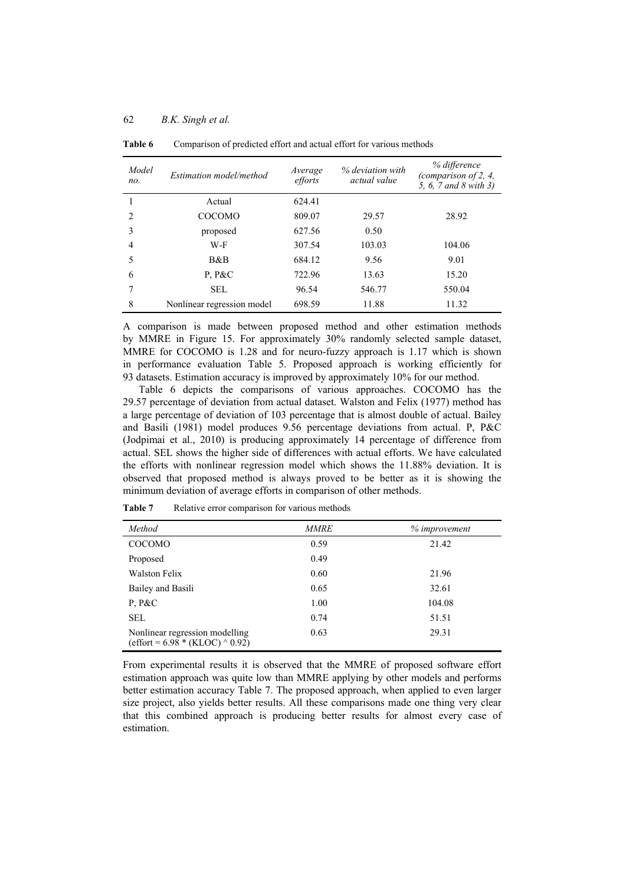**Table 6** Comparison of predicted effort and actual effort for various methods

| *Model no.* | *Estimation model/method* | *Average efforts* | *% deviation with actual value* | *% difference (comparison of 2, 4, 5, 6, 7 and 8 with 3)* |
|---|---|---|---|---|
| 1 | Actual | 624.41 | | |
| 2 | COCOMO | 809.07 | 29.57 | 28.92 |
| 3 | proposed | 627.56 | 0.50 | |
| 4 | W-F | 307.54 | 103.03 | 104.06 |
| 5 | B&B | 684.12 | 9.56 | 9.01 |
| 6 | P, P&C | 722.96 | 13.63 | 15.20 |
| 7 | SEL | 96.54 | 546.77 | 550.04 |
| 8 | Nonlinear regression model | 698.59 | 11.88 | 11.32 |

A comparison is made between proposed method and other estimation methods by MMRE in Figure 15. For approximately 30% randomly selected sample dataset, MMRE for COCOMO is 1.28 and for neuro-fuzzy approach is 1.17 which is shown in performance evaluation Table 5. Proposed approach is working efficiently for 93 datasets. Estimation accuracy is improved by approximately 10% for our method.

Table 6 depicts the comparisons of various approaches. COCOMO has the 29.57 percentage of deviation from actual dataset. Walston and Felix (1977) method has a large percentage of deviation of 103 percentage that is almost double of actual. Bailey and Basili (1981) model produces 9.56 percentage deviations from actual. P, P&C (Jodpimai et al., 2010) is producing approximately 14 percentage of difference from actual. SEL shows the higher side of differences with actual efforts. We have calculated the efforts with nonlinear regression model which shows the 11.88% deviation. It is observed that proposed method is always proved to be better as it is showing the minimum deviation of average efforts in comparison of other methods.

**Table 7** Relative error comparison for various methods

| *Method* | *MMRE* | *% improvement* |
|---|---|---|
| COCOMO | 0.59 | 21.42 |
| Proposed | 0.49 | |
| Walston Felix | 0.60 | 21.96 |
| Bailey and Basili | 0.65 | 32.61 |
| P, P&C | 1.00 | 104.08 |
| SEL | 0.74 | 51.51 |
| Nonlinear regression modelling (effort = 6.98 * (KLOC) ^ 0.92) | 0.63 | 29.31 |

From experimental results it is observed that the MMRE of proposed software effort estimation approach was quite low than MMRE applying by other models and performs better estimation accuracy Table 7. The proposed approach, when applied to even larger size project, also yields better results. All these comparisons made one thing very clear that this combined approach is producing better results for almost every case of estimation.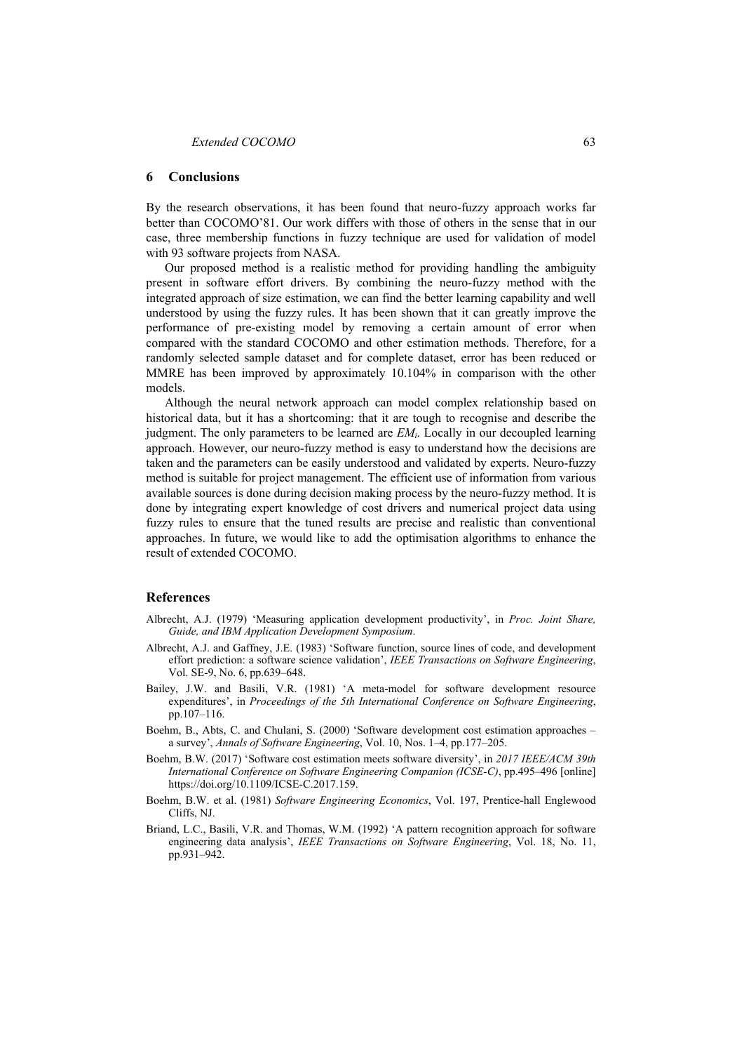## 6 Conclusions

By the research observations, it has been found that neuro-fuzzy approach works far better than COCOMO'81. Our work differs with those of others in the sense that in our case, three membership functions in fuzzy technique are used for validation of model with 93 software projects from NASA.

Our proposed method is a realistic method for providing handling the ambiguity present in software effort drivers. By combining the neuro-fuzzy method with the integrated approach of size estimation, we can find the better learning capability and well understood by using the fuzzy rules. It has been shown that it can greatly improve the performance of pre-existing model by removing a certain amount of error when compared with the standard COCOMO and other estimation methods. Therefore, for a randomly selected sample dataset and for complete dataset, error has been reduced or MMRE has been improved by approximately 10.104% in comparison with the other models.

Although the neural network approach can model complex relationship based on historical data, but it has a shortcoming: that it are tough to recognise and describe the judgment. The only parameters to be learned are $EM_i$. Locally in our decoupled learning approach. However, our neuro-fuzzy method is easy to understand how the decisions are taken and the parameters can be easily understood and validated by experts. Neuro-fuzzy method is suitable for project management. The efficient use of information from various available sources is done during decision making process by the neuro-fuzzy method. It is done by integrating expert knowledge of cost drivers and numerical project data using fuzzy rules to ensure that the tuned results are precise and realistic than conventional approaches. In future, we would like to add the optimisation algorithms to enhance the result of extended COCOMO.

## References

Albrecht, A.J. (1979) 'Measuring application development productivity', in *Proc. Joint Share, Guide, and IBM Application Development Symposium*.

Albrecht, A.J. and Gaffney, J.E. (1983) 'Software function, source lines of code, and development effort prediction: a software science validation', *IEEE Transactions on Software Engineering*, Vol. SE-9, No. 6, pp.639–648.

Bailey, J.W. and Basili, V.R. (1981) 'A meta-model for software development resource expenditures', in *Proceedings of the 5th International Conference on Software Engineering*, pp.107–116.

Boehm, B., Abts, C. and Chulani, S. (2000) 'Software development cost estimation approaches – a survey', *Annals of Software Engineering*, Vol. 10, Nos. 1–4, pp.177–205.

Boehm, B.W. (2017) 'Software cost estimation meets software diversity', in *2017 IEEE/ACM 39th International Conference on Software Engineering Companion (ICSE-C)*, pp.495–496 [online] https://doi.org/10.1109/ICSE-C.2017.159.

Boehm, B.W. et al. (1981) *Software Engineering Economics*, Vol. 197, Prentice-hall Englewood Cliffs, NJ.

Briand, L.C., Basili, V.R. and Thomas, W.M. (1992) 'A pattern recognition approach for software engineering data analysis', *IEEE Transactions on Software Engineering*, Vol. 18, No. 11, pp.931–942.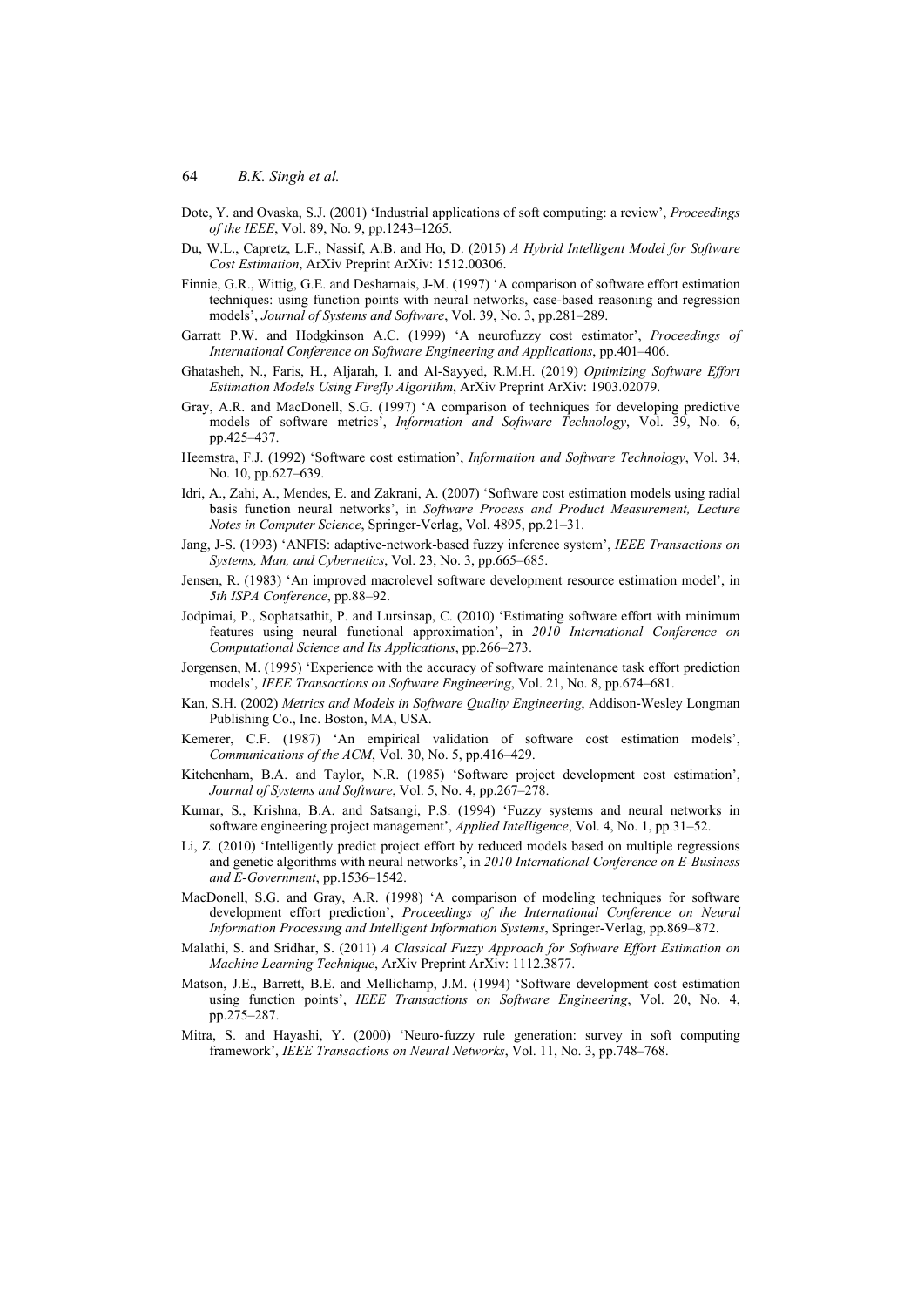Dote, Y. and Ovaska, S.J. (2001) 'Industrial applications of soft computing: a review', *Proceedings of the IEEE*, Vol. 89, No. 9, pp.1243–1265.

Du, W.L., Capretz, L.F., Nassif, A.B. and Ho, D. (2015) *A Hybrid Intelligent Model for Software Cost Estimation*, ArXiv Preprint ArXiv: 1512.00306.

Finnie, G.R., Wittig, G.E. and Desharnais, J-M. (1997) 'A comparison of software effort estimation techniques: using function points with neural networks, case-based reasoning and regression models', *Journal of Systems and Software*, Vol. 39, No. 3, pp.281–289.

Garratt P.W. and Hodgkinson A.C. (1999) 'A neurofuzzy cost estimator', *Proceedings of International Conference on Software Engineering and Applications*, pp.401–406.

Ghatasheh, N., Faris, H., Aljarah, I. and Al-Sayyed, R.M.H. (2019) *Optimizing Software Effort Estimation Models Using Firefly Algorithm*, ArXiv Preprint ArXiv: 1903.02079.

Gray, A.R. and MacDonell, S.G. (1997) 'A comparison of techniques for developing predictive models of software metrics', *Information and Software Technology*, Vol. 39, No. 6, pp.425–437.

Heemstra, F.J. (1992) 'Software cost estimation', *Information and Software Technology*, Vol. 34, No. 10, pp.627–639.

Idri, A., Zahi, A., Mendes, E. and Zakrani, A. (2007) 'Software cost estimation models using radial basis function neural networks', in *Software Process and Product Measurement, Lecture Notes in Computer Science*, Springer-Verlag, Vol. 4895, pp.21–31.

Jang, J-S. (1993) 'ANFIS: adaptive-network-based fuzzy inference system', *IEEE Transactions on Systems, Man, and Cybernetics*, Vol. 23, No. 3, pp.665–685.

Jensen, R. (1983) 'An improved macrolevel software development resource estimation model', in *5th ISPA Conference*, pp.88–92.

Jodpimai, P., Sophatsathit, P. and Lursinsap, C. (2010) 'Estimating software effort with minimum features using neural functional approximation', in *2010 International Conference on Computational Science and Its Applications*, pp.266–273.

Jorgensen, M. (1995) 'Experience with the accuracy of software maintenance task effort prediction models', *IEEE Transactions on Software Engineering*, Vol. 21, No. 8, pp.674–681.

Kan, S.H. (2002) *Metrics and Models in Software Quality Engineering*, Addison-Wesley Longman Publishing Co., Inc. Boston, MA, USA.

Kemerer, C.F. (1987) 'An empirical validation of software cost estimation models', *Communications of the ACM*, Vol. 30, No. 5, pp.416–429.

Kitchenham, B.A. and Taylor, N.R. (1985) 'Software project development cost estimation', *Journal of Systems and Software*, Vol. 5, No. 4, pp.267–278.

Kumar, S., Krishna, B.A. and Satsangi, P.S. (1994) 'Fuzzy systems and neural networks in software engineering project management', *Applied Intelligence*, Vol. 4, No. 1, pp.31–52.

Li, Z. (2010) 'Intelligently predict project effort by reduced models based on multiple regressions and genetic algorithms with neural networks', in *2010 International Conference on E-Business and E-Government*, pp.1536–1542.

MacDonell, S.G. and Gray, A.R. (1998) 'A comparison of modeling techniques for software development effort prediction', *Proceedings of the International Conference on Neural Information Processing and Intelligent Information Systems*, Springer-Verlag, pp.869–872.

Malathi, S. and Sridhar, S. (2011) *A Classical Fuzzy Approach for Software Effort Estimation on Machine Learning Technique*, ArXiv Preprint ArXiv: 1112.3877.

Matson, J.E., Barrett, B.E. and Mellichamp, J.M. (1994) 'Software development cost estimation using function points', *IEEE Transactions on Software Engineering*, Vol. 20, No. 4, pp.275–287.

Mitra, S. and Hayashi, Y. (2000) 'Neuro-fuzzy rule generation: survey in soft computing framework', *IEEE Transactions on Neural Networks*, Vol. 11, No. 3, pp.748–768.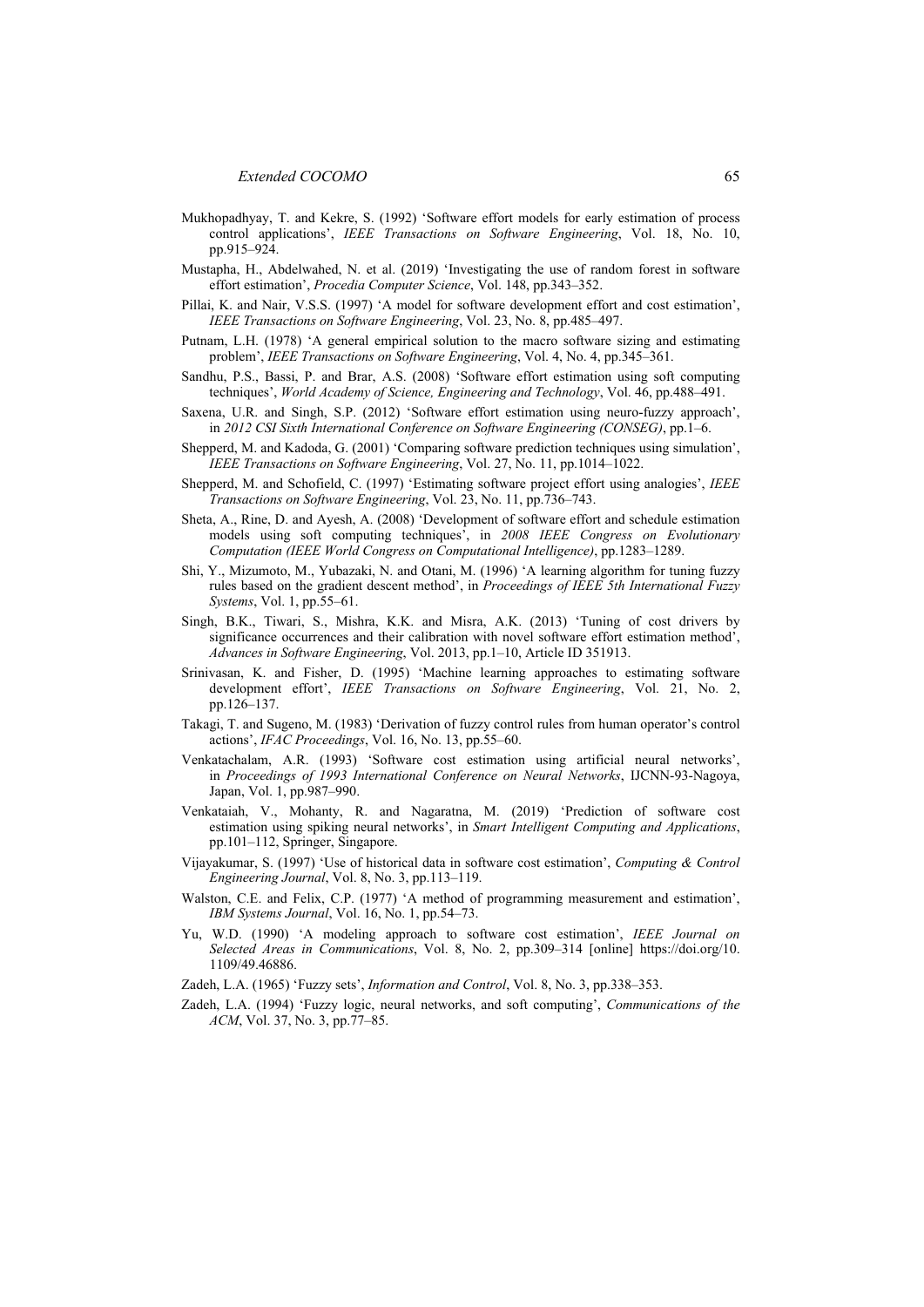Mukhopadhyay, T. and Kekre, S. (1992) 'Software effort models for early estimation of process control applications', *IEEE Transactions on Software Engineering*, Vol. 18, No. 10, pp.915–924.

Mustapha, H., Abdelwahed, N. et al. (2019) 'Investigating the use of random forest in software effort estimation', *Procedia Computer Science*, Vol. 148, pp.343–352.

Pillai, K. and Nair, V.S.S. (1997) 'A model for software development effort and cost estimation', *IEEE Transactions on Software Engineering*, Vol. 23, No. 8, pp.485–497.

Putnam, L.H. (1978) 'A general empirical solution to the macro software sizing and estimating problem', *IEEE Transactions on Software Engineering*, Vol. 4, No. 4, pp.345–361.

Sandhu, P.S., Bassi, P. and Brar, A.S. (2008) 'Software effort estimation using soft computing techniques', *World Academy of Science, Engineering and Technology*, Vol. 46, pp.488–491.

Saxena, U.R. and Singh, S.P. (2012) 'Software effort estimation using neuro-fuzzy approach', in *2012 CSI Sixth International Conference on Software Engineering (CONSEG)*, pp.1–6.

Shepperd, M. and Kadoda, G. (2001) 'Comparing software prediction techniques using simulation', *IEEE Transactions on Software Engineering*, Vol. 27, No. 11, pp.1014–1022.

Shepperd, M. and Schofield, C. (1997) 'Estimating software project effort using analogies', *IEEE Transactions on Software Engineering*, Vol. 23, No. 11, pp.736–743.

Sheta, A., Rine, D. and Ayesh, A. (2008) 'Development of software effort and schedule estimation models using soft computing techniques', in *2008 IEEE Congress on Evolutionary Computation (IEEE World Congress on Computational Intelligence)*, pp.1283–1289.

Shi, Y., Mizumoto, M., Yubazaki, N. and Otani, M. (1996) 'A learning algorithm for tuning fuzzy rules based on the gradient descent method', in *Proceedings of IEEE 5th International Fuzzy Systems*, Vol. 1, pp.55–61.

Singh, B.K., Tiwari, S., Mishra, K.K. and Misra, A.K. (2013) 'Tuning of cost drivers by significance occurrences and their calibration with novel software effort estimation method', *Advances in Software Engineering*, Vol. 2013, pp.1–10, Article ID 351913.

Srinivasan, K. and Fisher, D. (1995) 'Machine learning approaches to estimating software development effort', *IEEE Transactions on Software Engineering*, Vol. 21, No. 2, pp.126–137.

Takagi, T. and Sugeno, M. (1983) 'Derivation of fuzzy control rules from human operator's control actions', *IFAC Proceedings*, Vol. 16, No. 13, pp.55–60.

Venkatachalam, A.R. (1993) 'Software cost estimation using artificial neural networks', in *Proceedings of 1993 International Conference on Neural Networks*, IJCNN-93-Nagoya, Japan, Vol. 1, pp.987–990.

Venkataiah, V., Mohanty, R. and Nagaratna, M. (2019) 'Prediction of software cost estimation using spiking neural networks', in *Smart Intelligent Computing and Applications*, pp.101–112, Springer, Singapore.

Vijayakumar, S. (1997) 'Use of historical data in software cost estimation', *Computing & Control Engineering Journal*, Vol. 8, No. 3, pp.113–119.

Walston, C.E. and Felix, C.P. (1977) 'A method of programming measurement and estimation', *IBM Systems Journal*, Vol. 16, No. 1, pp.54–73.

Yu, W.D. (1990) 'A modeling approach to software cost estimation', *IEEE Journal on Selected Areas in Communications*, Vol. 8, No. 2, pp.309–314 [online] https://doi.org/10.1109/49.46886.

Zadeh, L.A. (1965) 'Fuzzy sets', *Information and Control*, Vol. 8, No. 3, pp.338–353.

Zadeh, L.A. (1994) 'Fuzzy logic, neural networks, and soft computing', *Communications of the ACM*, Vol. 37, No. 3, pp.77–85.